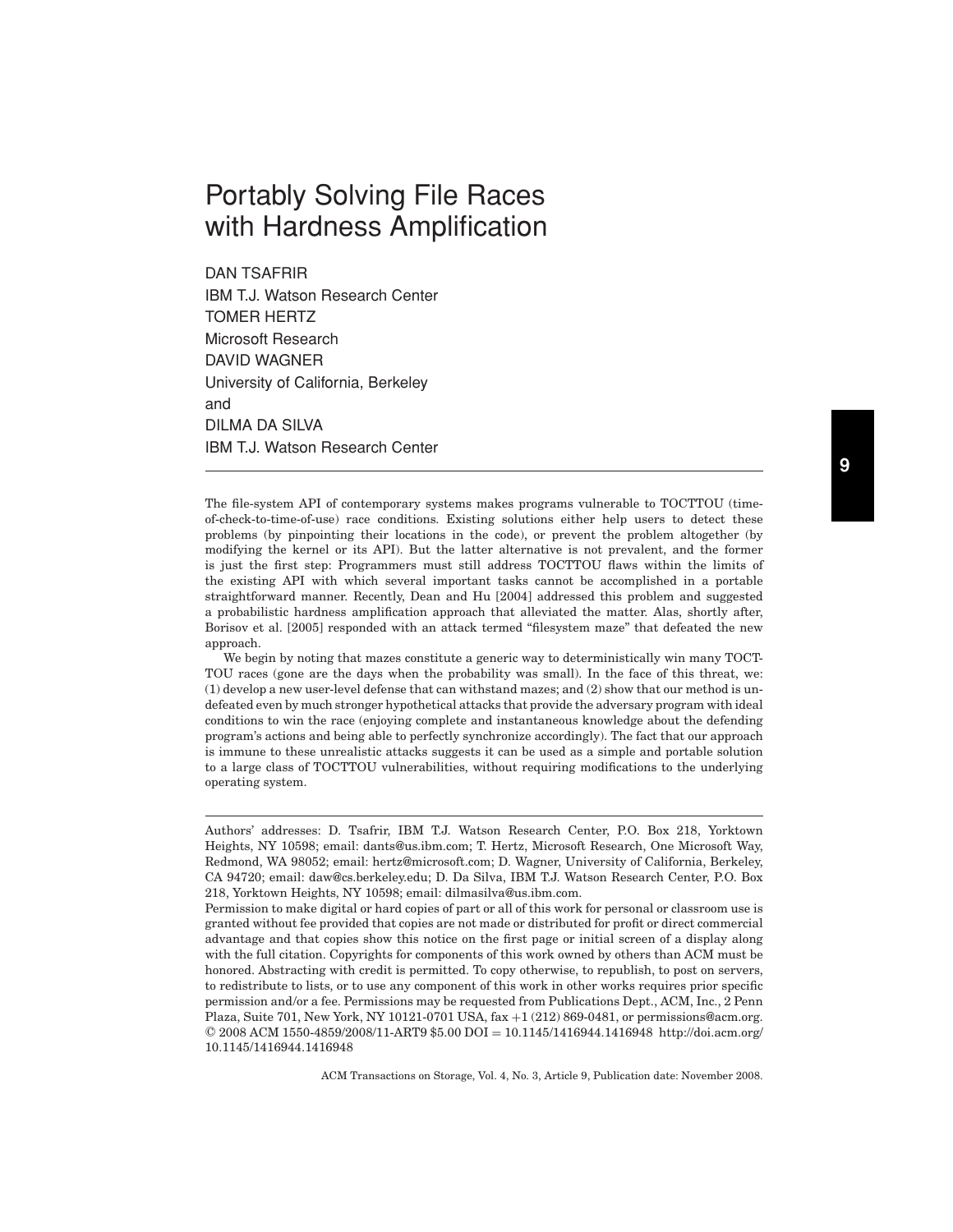# Portably Solving File Races with Hardness Amplification

DAN TSAFRIR
IBM T.J. Watson Research Center
TOMER HERTZ
Microsoft Research
DAVID WAGNER
University of California, Berkeley
and
DILMA DA SILVA
IBM T.J. Watson Research Center

---

The file-system API of contemporary systems makes programs vulnerable to TOCTTOU (time-of-check-to-time-of-use) race conditions. Existing solutions either help users to detect these problems (by pinpointing their locations in the code), or prevent the problem altogether (by modifying the kernel or its API). But the latter alternative is not prevalent, and the former is just the first step: Programmers must still address TOCTTOU flaws within the limits of the existing API with which several important tasks cannot be accomplished in a portable straightforward manner. Recently, Dean and Hu [2004] addressed this problem and suggested a probabilistic hardness amplification approach that alleviated the matter. Alas, shortly after, Borisov et al. [2005] responded with an attack termed "filesystem maze" that defeated the new approach.

We begin by noting that mazes constitute a generic way to deterministically win many TOCTTOU races (gone are the days when the probability was small). In the face of this threat, we: (1) develop a new user-level defense that can withstand mazes; and (2) show that our method is undefeated even by much stronger hypothetical attacks that provide the adversary program with ideal conditions to win the race (enjoying complete and instantaneous knowledge about the defending program's actions and being able to perfectly synchronize accordingly). The fact that our approach is immune to these unrealistic attacks suggests it can be used as a simple and portable solution to a large class of TOCTTOU vulnerabilities, without requiring modifications to the underlying operating system.

---

Authors' addresses: D. Tsafrir, IBM T.J. Watson Research Center, P.O. Box 218, Yorktown Heights, NY 10598; email: dants@us.ibm.com; T. Hertz, Microsoft Research, One Microsoft Way, Redmond, WA 98052; email: hertz@microsoft.com; D. Wagner, University of California, Berkeley, CA 94720; email: daw@cs.berkeley.edu; D. Da Silva, IBM T.J. Watson Research Center, P.O. Box 218, Yorktown Heights, NY 10598; email: dilmasilva@us.ibm.com.

Permission to make digital or hard copies of part or all of this work for personal or classroom use is granted without fee provided that copies are not made or distributed for profit or direct commercial advantage and that copies show this notice on the first page or initial screen of a display along with the full citation. Copyrights for components of this work owned by others than ACM must be honored. Abstracting with credit is permitted. To copy otherwise, to republish, to post on servers, to redistribute to lists, or to use any component of this work in other works requires prior specific permission and/or a fee. Permissions may be requested from Publications Dept., ACM, Inc., 2 Penn Plaza, Suite 701, New York, NY 10121-0701 USA, fax +1 (212) 869-0481, or permissions@acm.org.
© 2008 ACM 1550-4859/2008/11-ART9 $5.00 DOI = 10.1145/1416944.1416948 http://doi.acm.org/10.1145/1416944.1416948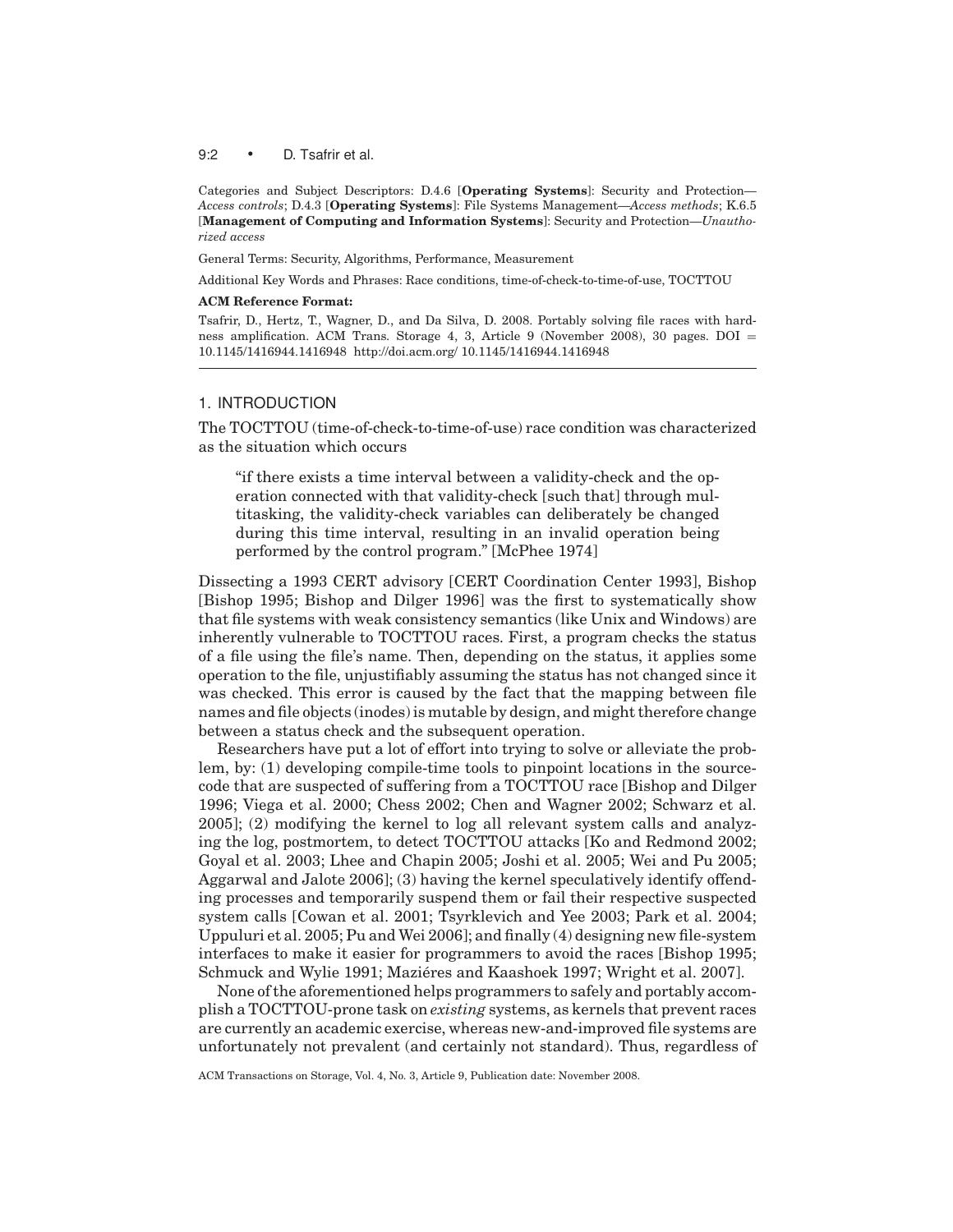Categories and Subject Descriptors: D.4.6 [**Operating Systems**]: Security and Protection—*Access controls*; D.4.3 [**Operating Systems**]: File Systems Management—*Access methods*; K.6.5 [**Management of Computing and Information Systems**]: Security and Protection—*Unauthorized access*

General Terms: Security, Algorithms, Performance, Measurement

Additional Key Words and Phrases: Race conditions, time-of-check-to-time-of-use, TOCTTOU

**ACM Reference Format:**

Tsafrir, D., Hertz, T., Wagner, D., and Da Silva, D. 2008. Portably solving file races with hardness amplification. ACM Trans. Storage 4, 3, Article 9 (November 2008), 30 pages. DOI = 10.1145/1416944.1416948 http://doi.acm.org/ 10.1145/1416944.1416948

## 1. INTRODUCTION

The TOCTTOU (time-of-check-to-time-of-use) race condition was characterized as the situation which occurs

> "if there exists a time interval between a validity-check and the operation connected with that validity-check [such that] through multitasking, the validity-check variables can deliberately be changed during this time interval, resulting in an invalid operation being performed by the control program." [McPhee 1974]

Dissecting a 1993 CERT advisory [CERT Coordination Center 1993], Bishop [Bishop 1995; Bishop and Dilger 1996] was the first to systematically show that file systems with weak consistency semantics (like Unix and Windows) are inherently vulnerable to TOCTTOU races. First, a program checks the status of a file using the file's name. Then, depending on the status, it applies some operation to the file, unjustifiably assuming the status has not changed since it was checked. This error is caused by the fact that the mapping between file names and file objects (inodes) is mutable by design, and might therefore change between a status check and the subsequent operation.

Researchers have put a lot of effort into trying to solve or alleviate the problem, by: (1) developing compile-time tools to pinpoint locations in the source-code that are suspected of suffering from a TOCTTOU race [Bishop and Dilger 1996; Viega et al. 2000; Chess 2002; Chen and Wagner 2002; Schwarz et al. 2005]; (2) modifying the kernel to log all relevant system calls and analyzing the log, postmortem, to detect TOCTTOU attacks [Ko and Redmond 2002; Goyal et al. 2003; Lhee and Chapin 2005; Joshi et al. 2005; Wei and Pu 2005; Aggarwal and Jalote 2006]; (3) having the kernel speculatively identify offending processes and temporarily suspend them or fail their respective suspected system calls [Cowan et al. 2001; Tsyrklevich and Yee 2003; Park et al. 2004; Uppuluri et al. 2005; Pu and Wei 2006]; and finally (4) designing new file-system interfaces to make it easier for programmers to avoid the races [Bishop 1995; Schmuck and Wylie 1991; Maziéres and Kaashoek 1997; Wright et al. 2007].

None of the aforementioned helps programmers to safely and portably accomplish a TOCTTOU-prone task on *existing* systems, as kernels that prevent races are currently an academic exercise, whereas new-and-improved file systems are unfortunately not prevalent (and certainly not standard). Thus, regardless of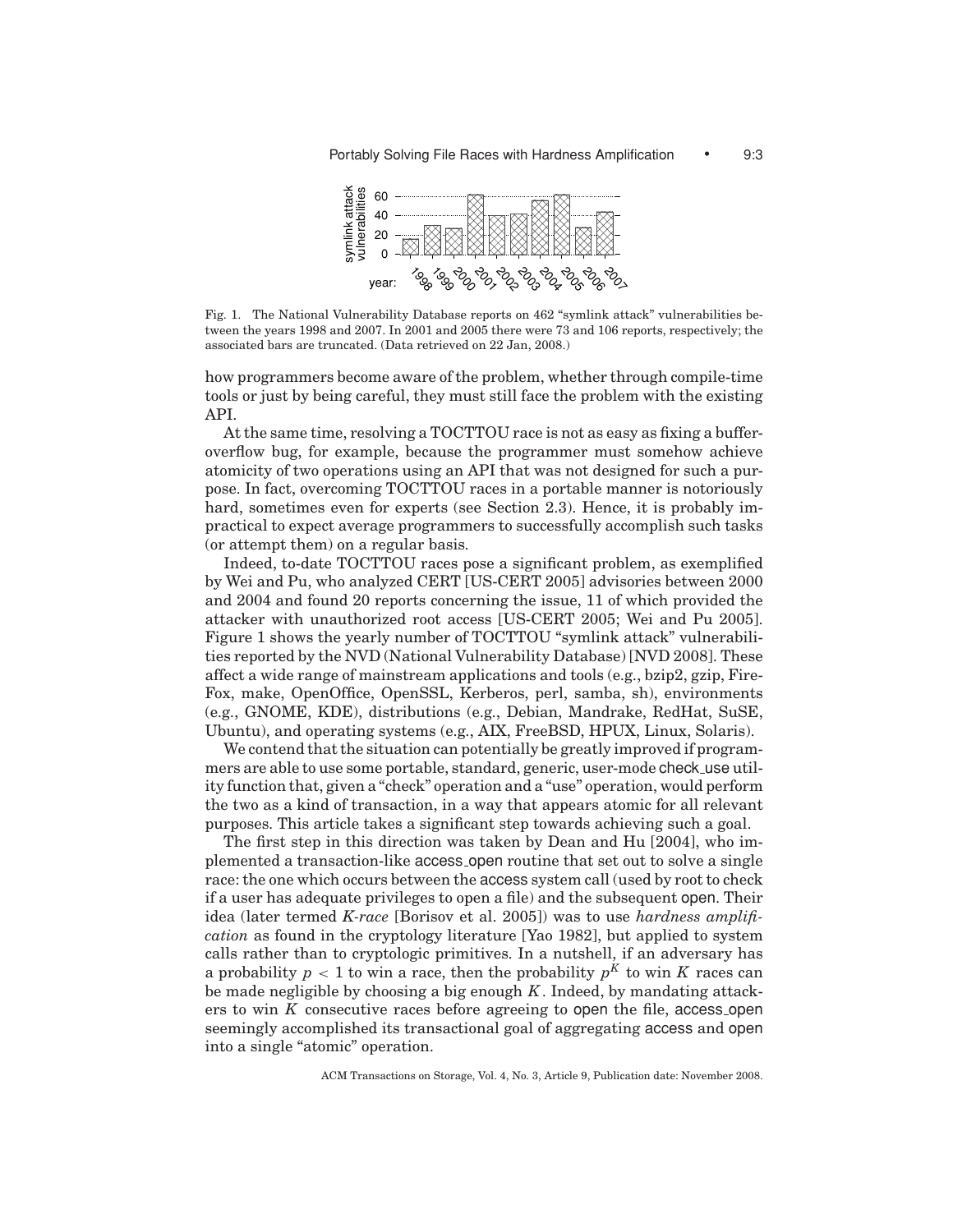Fig. 1. The National Vulnerability Database reports on 462 "symlink attack" vulnerabilities between the years 1998 and 2007. In 2001 and 2005 there were 73 and 106 reports, respectively; the associated bars are truncated. (Data retrieved on 22 Jan, 2008.)

how programmers become aware of the problem, whether through compile-time tools or just by being careful, they must still face the problem with the existing API.

At the same time, resolving a TOCTTOU race is not as easy as fixing a buffer-overflow bug, for example, because the programmer must somehow achieve atomicity of two operations using an API that was not designed for such a purpose. In fact, overcoming TOCTTOU races in a portable manner is notoriously hard, sometimes even for experts (see Section 2.3). Hence, it is probably impractical to expect average programmers to successfully accomplish such tasks (or attempt them) on a regular basis.

Indeed, to-date TOCTTOU races pose a significant problem, as exemplified by Wei and Pu, who analyzed CERT [US-CERT 2005] advisories between 2000 and 2004 and found 20 reports concerning the issue, 11 of which provided the attacker with unauthorized root access [US-CERT 2005; Wei and Pu 2005]. Figure 1 shows the yearly number of TOCTTOU "symlink attack" vulnerabilities reported by the NVD (National Vulnerability Database) [NVD 2008]. These affect a wide range of mainstream applications and tools (e.g., bzip2, gzip, FireFox, make, OpenOffice, OpenSSL, Kerberos, perl, samba, sh), environments (e.g., GNOME, KDE), distributions (e.g., Debian, Mandrake, RedHat, SuSE, Ubuntu), and operating systems (e.g., AIX, FreeBSD, HPUX, Linux, Solaris).

We contend that the situation can potentially be greatly improved if programmers are able to use some portable, standard, generic, user-mode check_use utility function that, given a "check" operation and a "use" operation, would perform the two as a kind of transaction, in a way that appears atomic for all relevant purposes. This article takes a significant step towards achieving such a goal.

The first step in this direction was taken by Dean and Hu [2004], who implemented a transaction-like access_open routine that set out to solve a single race: the one which occurs between the access system call (used by root to check if a user has adequate privileges to open a file) and the subsequent open. Their idea (later termed *K-race* [Borisov et al. 2005]) was to use *hardness amplification* as found in the cryptology literature [Yao 1982], but applied to system calls rather than to cryptologic primitives. In a nutshell, if an adversary has a probability $p < 1$ to win a race, then the probability $p^K$ to win $K$ races can be made negligible by choosing a big enough $K$. Indeed, by mandating attackers to win $K$ consecutive races before agreeing to open the file, access_open seemingly accomplished its transactional goal of aggregating access and open into a single "atomic" operation.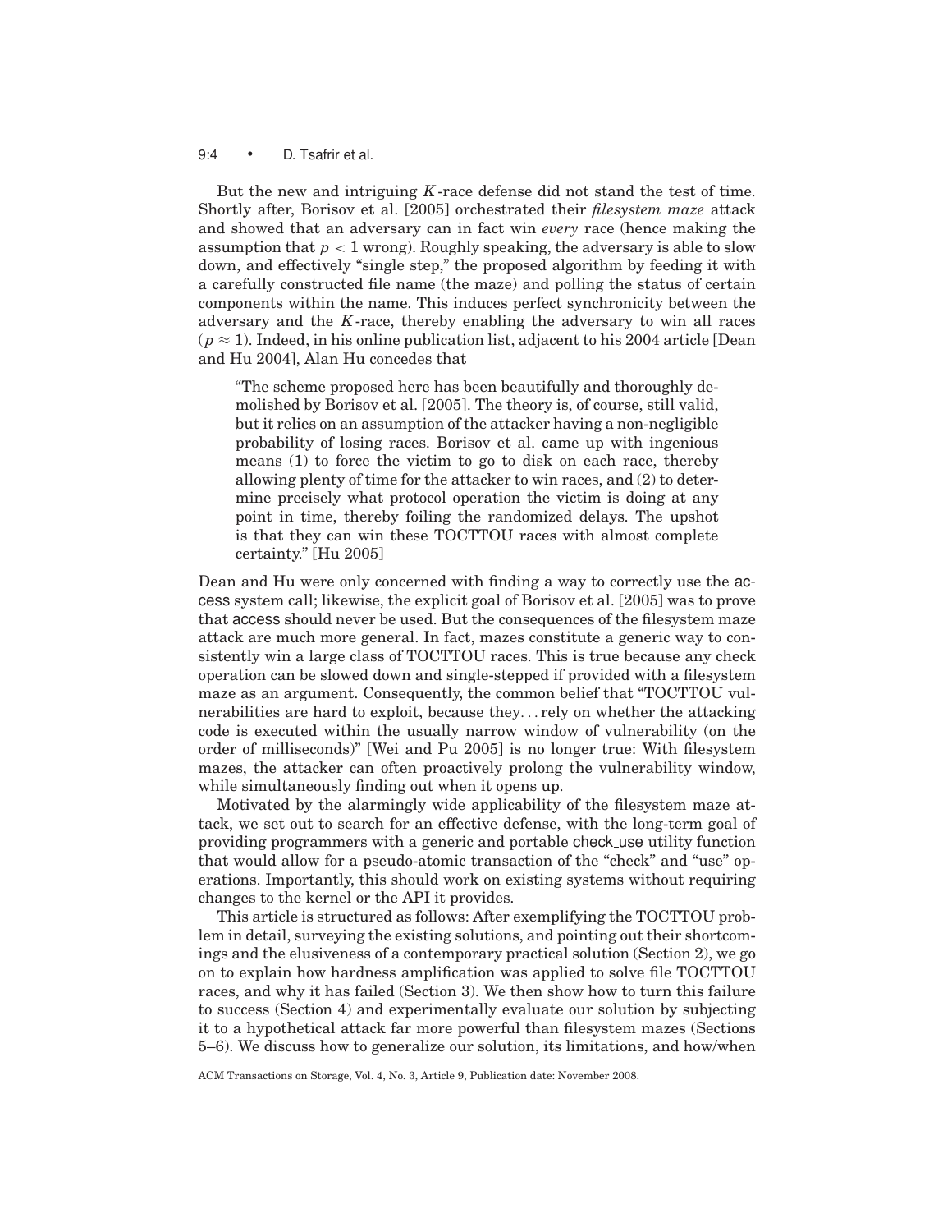But the new and intriguing $K$-race defense did not stand the test of time. Shortly after, Borisov et al. [2005] orchestrated their *filesystem maze* attack and showed that an adversary can in fact win *every* race (hence making the assumption that $p < 1$ wrong). Roughly speaking, the adversary is able to slow down, and effectively "single step," the proposed algorithm by feeding it with a carefully constructed file name (the maze) and polling the status of certain components within the name. This induces perfect synchronicity between the adversary and the $K$-race, thereby enabling the adversary to win all races ($p \approx 1$). Indeed, in his online publication list, adjacent to his 2004 article [Dean and Hu 2004], Alan Hu concedes that

> "The scheme proposed here has been beautifully and thoroughly demolished by Borisov et al. [2005]. The theory is, of course, still valid, but it relies on an assumption of the attacker having a non-negligible probability of losing races. Borisov et al. came up with ingenious means (1) to force the victim to go to disk on each race, thereby allowing plenty of time for the attacker to win races, and (2) to determine precisely what protocol operation the victim is doing at any point in time, thereby foiling the randomized delays. The upshot is that they can win these TOCTTOU races with almost complete certainty." [Hu 2005]

Dean and Hu were only concerned with finding a way to correctly use the access system call; likewise, the explicit goal of Borisov et al. [2005] was to prove that access should never be used. But the consequences of the filesystem maze attack are much more general. In fact, mazes constitute a generic way to consistently win a large class of TOCTTOU races. This is true because any check operation can be slowed down and single-stepped if provided with a filesystem maze as an argument. Consequently, the common belief that "TOCTTOU vulnerabilities are hard to exploit, because they... rely on whether the attacking code is executed within the usually narrow window of vulnerability (on the order of milliseconds)" [Wei and Pu 2005] is no longer true: With filesystem mazes, the attacker can often proactively prolong the vulnerability window, while simultaneously finding out when it opens up.

Motivated by the alarmingly wide applicability of the filesystem maze attack, we set out to search for an effective defense, with the long-term goal of providing programmers with a generic and portable check_use utility function that would allow for a pseudo-atomic transaction of the "check" and "use" operations. Importantly, this should work on existing systems without requiring changes to the kernel or the API it provides.

This article is structured as follows: After exemplifying the TOCTTOU problem in detail, surveying the existing solutions, and pointing out their shortcomings and the elusiveness of a contemporary practical solution (Section 2), we go on to explain how hardness amplification was applied to solve file TOCTTOU races, and why it has failed (Section 3). We then show how to turn this failure to success (Section 4) and experimentally evaluate our solution by subjecting it to a hypothetical attack far more powerful than filesystem mazes (Sections 5–6). We discuss how to generalize our solution, its limitations, and how/when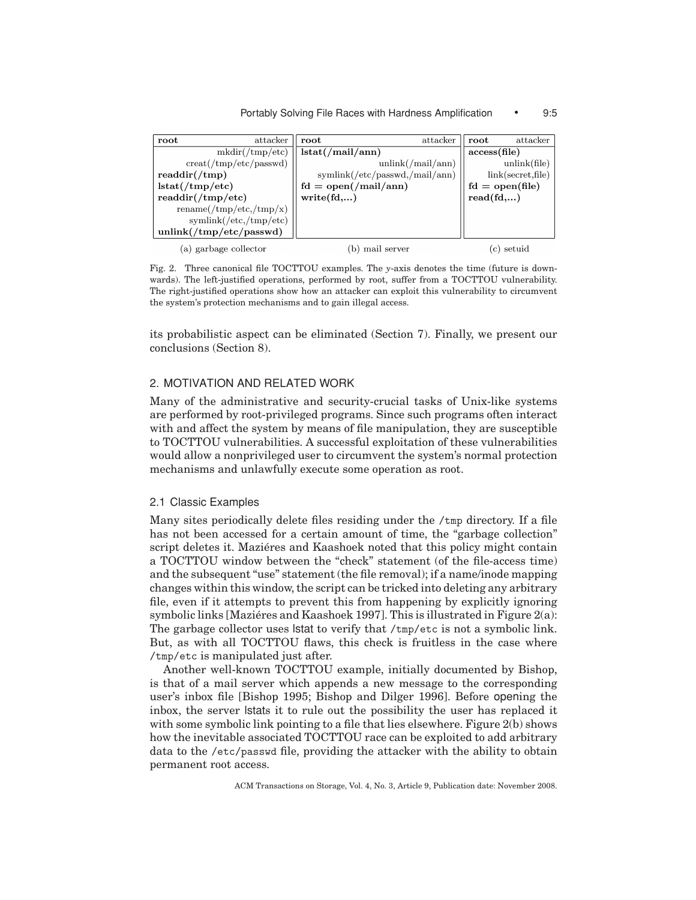| **root** attacker | **root** attacker | **root** attacker |
|---|---|---|
| mkdir(/tmp/etc) | **lstat(/mail/ann)** | **access(file)** |
| creat(/tmp/etc/passwd) | unlink(/mail/ann) | unlink(file) |
| **readdir(/tmp)** | symlink(/etc/passwd,/mail/ann) | link(secret,file) |
| **lstat(/tmp/etc)** | **fd = open(/mail/ann)** | **fd = open(file)** |
| **readdir(/tmp/etc)** | **write(fd,...)** | **read(fd,...)** |
| rename(/tmp/etc,/tmp/x) | | |
| symlink(/etc,/tmp/etc) | | |
| **unlink(/tmp/etc/passwd)** | | |
| (a) garbage collector | (b) mail server | (c) setuid |

Fig. 2. Three canonical file TOCTTOU examples. The *y*-axis denotes the time (future is downwards). The left-justified operations, performed by root, suffer from a TOCTTOU vulnerability. The right-justified operations show how an attacker can exploit this vulnerability to circumvent the system's protection mechanisms and to gain illegal access.

its probabilistic aspect can be eliminated (Section 7). Finally, we present our conclusions (Section 8).

## 2. MOTIVATION AND RELATED WORK

Many of the administrative and security-crucial tasks of Unix-like systems are performed by root-privileged programs. Since such programs often interact with and affect the system by means of file manipulation, they are susceptible to TOCTTOU vulnerabilities. A successful exploitation of these vulnerabilities would allow a nonprivileged user to circumvent the system's normal protection mechanisms and unlawfully execute some operation as root.

### 2.1 Classic Examples

Many sites periodically delete files residing under the /tmp directory. If a file has not been accessed for a certain amount of time, the "garbage collection" script deletes it. Maziéres and Kaashoek noted that this policy might contain a TOCTTOU window between the "check" statement (of the file-access time) and the subsequent "use" statement (the file removal); if a name/inode mapping changes within this window, the script can be tricked into deleting any arbitrary file, even if it attempts to prevent this from happening by explicitly ignoring symbolic links [Maziéres and Kaashoek 1997]. This is illustrated in Figure 2(a): The garbage collector uses lstat to verify that /tmp/etc is not a symbolic link. But, as with all TOCTTOU flaws, this check is fruitless in the case where /tmp/etc is manipulated just after.

Another well-known TOCTTOU example, initially documented by Bishop, is that of a mail server which appends a new message to the corresponding user's inbox file [Bishop 1995; Bishop and Dilger 1996]. Before opening the inbox, the server lstats it to rule out the possibility the user has replaced it with some symbolic link pointing to a file that lies elsewhere. Figure 2(b) shows how the inevitable associated TOCTTOU race can be exploited to add arbitrary data to the /etc/passwd file, providing the attacker with the ability to obtain permanent root access.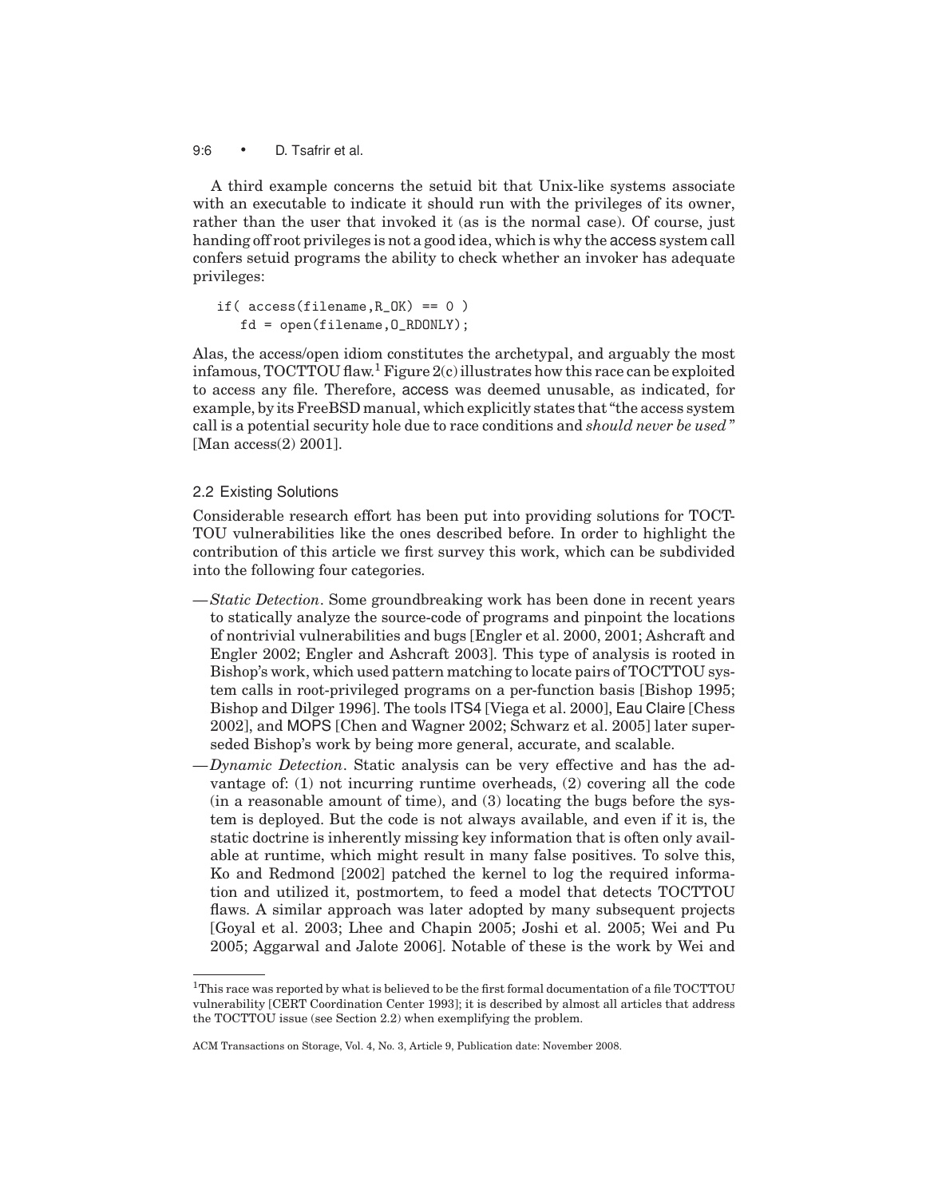A third example concerns the setuid bit that Unix-like systems associate with an executable to indicate it should run with the privileges of its owner, rather than the user that invoked it (as is the normal case). Of course, just handing off root privileges is not a good idea, which is why the access system call confers setuid programs the ability to check whether an invoker has adequate privileges:

```
if( access(filename,R_OK) == 0 )
   fd = open(filename,O_RDONLY);
```

Alas, the access/open idiom constitutes the archetypal, and arguably the most infamous, TOCTTOU flaw.[1] Figure 2(c) illustrates how this race can be exploited to access any file. Therefore, access was deemed unusable, as indicated, for example, by its FreeBSD manual, which explicitly states that "the access system call is a potential security hole due to race conditions and *should never be used*" [Man access(2) 2001].

## 2.2 Existing Solutions

Considerable research effort has been put into providing solutions for TOCTTOU vulnerabilities like the ones described before. In order to highlight the contribution of this article we first survey this work, which can be subdivided into the following four categories.

— *Static Detection*. Some groundbreaking work has been done in recent years to statically analyze the source-code of programs and pinpoint the locations of nontrivial vulnerabilities and bugs [Engler et al. 2000, 2001; Ashcraft and Engler 2002; Engler and Ashcraft 2003]. This type of analysis is rooted in Bishop's work, which used pattern matching to locate pairs of TOCTTOU system calls in root-privileged programs on a per-function basis [Bishop 1995; Bishop and Dilger 1996]. The tools ITS4 [Viega et al. 2000], Eau Claire [Chess 2002], and MOPS [Chen and Wagner 2002; Schwarz et al. 2005] later superseded Bishop's work by being more general, accurate, and scalable.

— *Dynamic Detection*. Static analysis can be very effective and has the advantage of: (1) not incurring runtime overheads, (2) covering all the code (in a reasonable amount of time), and (3) locating the bugs before the system is deployed. But the code is not always available, and even if it is, the static doctrine is inherently missing key information that is often only available at runtime, which might result in many false positives. To solve this, Ko and Redmond [2002] patched the kernel to log the required information and utilized it, postmortem, to feed a model that detects TOCTTOU flaws. A similar approach was later adopted by many subsequent projects [Goyal et al. 2003; Lhee and Chapin 2005; Joshi et al. 2005; Wei and Pu 2005; Aggarwal and Jalote 2006]. Notable of these is the work by Wei and

[1] This race was reported by what is believed to be the first formal documentation of a file TOCTTOU vulnerability [CERT Coordination Center 1993]; it is described by almost all articles that address the TOCTTOU issue (see Section 2.2) when exemplifying the problem.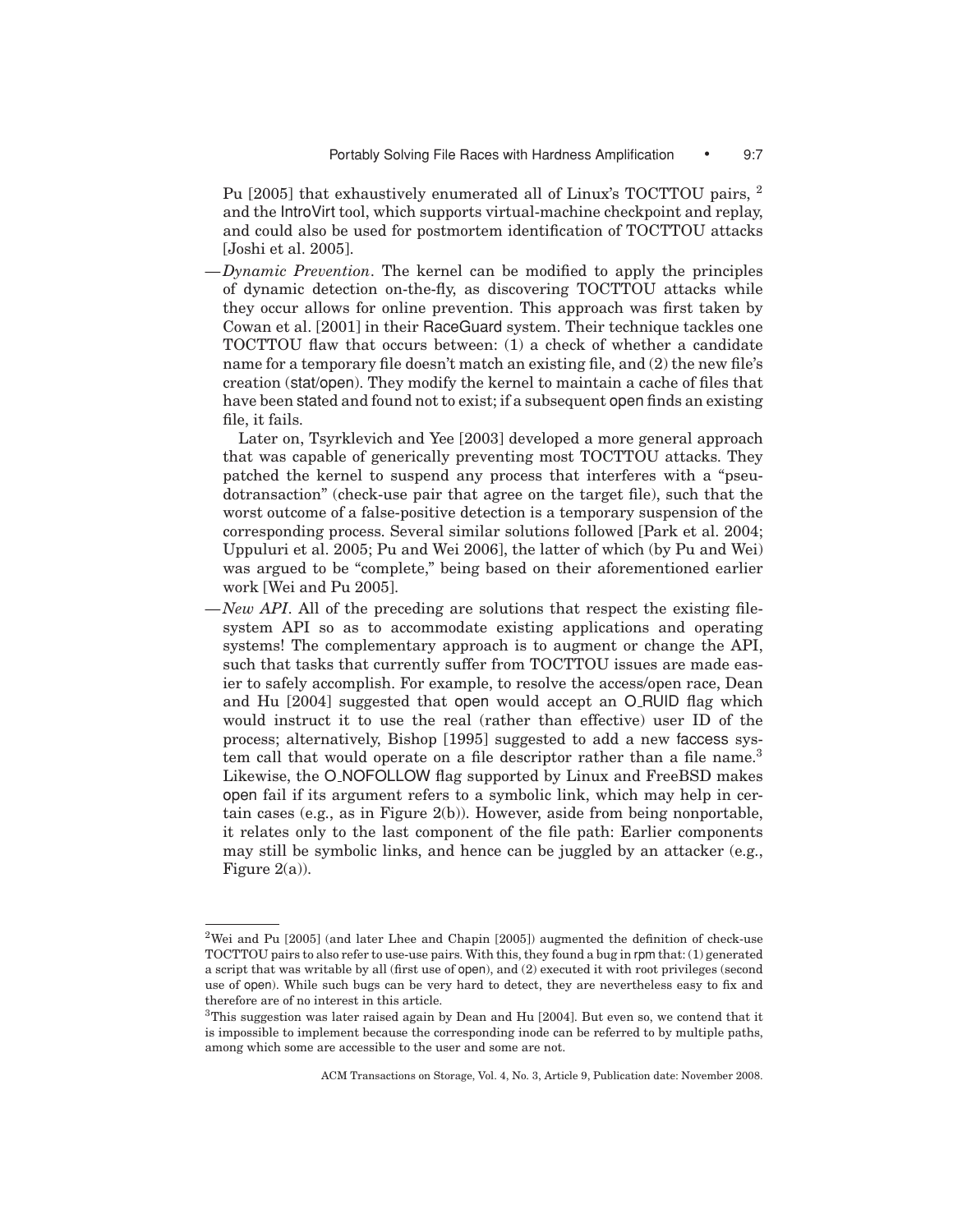Pu [2005] that exhaustively enumerated all of Linux's TOCTTOU pairs, [2] and the IntroVirt tool, which supports virtual-machine checkpoint and replay, and could also be used for postmortem identification of TOCTTOU attacks [Joshi et al. 2005].

—*Dynamic Prevention*. The kernel can be modified to apply the principles of dynamic detection on-the-fly, as discovering TOCTTOU attacks while they occur allows for online prevention. This approach was first taken by Cowan et al. [2001] in their RaceGuard system. Their technique tackles one TOCTTOU flaw that occurs between: (1) a check of whether a candidate name for a temporary file doesn't match an existing file, and (2) the new file's creation (stat/open). They modify the kernel to maintain a cache of files that have been stated and found not to exist; if a subsequent open finds an existing file, it fails.

Later on, Tsyrklevich and Yee [2003] developed a more general approach that was capable of generically preventing most TOCTTOU attacks. They patched the kernel to suspend any process that interferes with a "pseudotransaction" (check-use pair that agree on the target file), such that the worst outcome of a false-positive detection is a temporary suspension of the corresponding process. Several similar solutions followed [Park et al. 2004; Uppuluri et al. 2005; Pu and Wei 2006], the latter of which (by Pu and Wei) was argued to be "complete," being based on their aforementioned earlier work [Wei and Pu 2005].

—*New API*. All of the preceding are solutions that respect the existing file-system API so as to accommodate existing applications and operating systems! The complementary approach is to augment or change the API, such that tasks that currently suffer from TOCTTOU issues are made easier to safely accomplish. For example, to resolve the access/open race, Dean and Hu [2004] suggested that open would accept an O_RUID flag which would instruct it to use the real (rather than effective) user ID of the process; alternatively, Bishop [1995] suggested to add a new faccess system call that would operate on a file descriptor rather than a file name.[3] Likewise, the O_NOFOLLOW flag supported by Linux and FreeBSD makes open fail if its argument refers to a symbolic link, which may help in certain cases (e.g., as in Figure 2(b)). However, aside from being nonportable, it relates only to the last component of the file path: Earlier components may still be symbolic links, and hence can be juggled by an attacker (e.g., Figure 2(a)).

---

[2] Wei and Pu [2005] (and later Lhee and Chapin [2005]) augmented the definition of check-use TOCTTOU pairs to also refer to use-use pairs. With this, they found a bug in rpm that: (1) generated a script that was writable by all (first use of open), and (2) executed it with root privileges (second use of open). While such bugs can be very hard to detect, they are nevertheless easy to fix and therefore are of no interest in this article.

[3] This suggestion was later raised again by Dean and Hu [2004]. But even so, we contend that it is impossible to implement because the corresponding inode can be referred to by multiple paths, among which some are accessible to the user and some are not.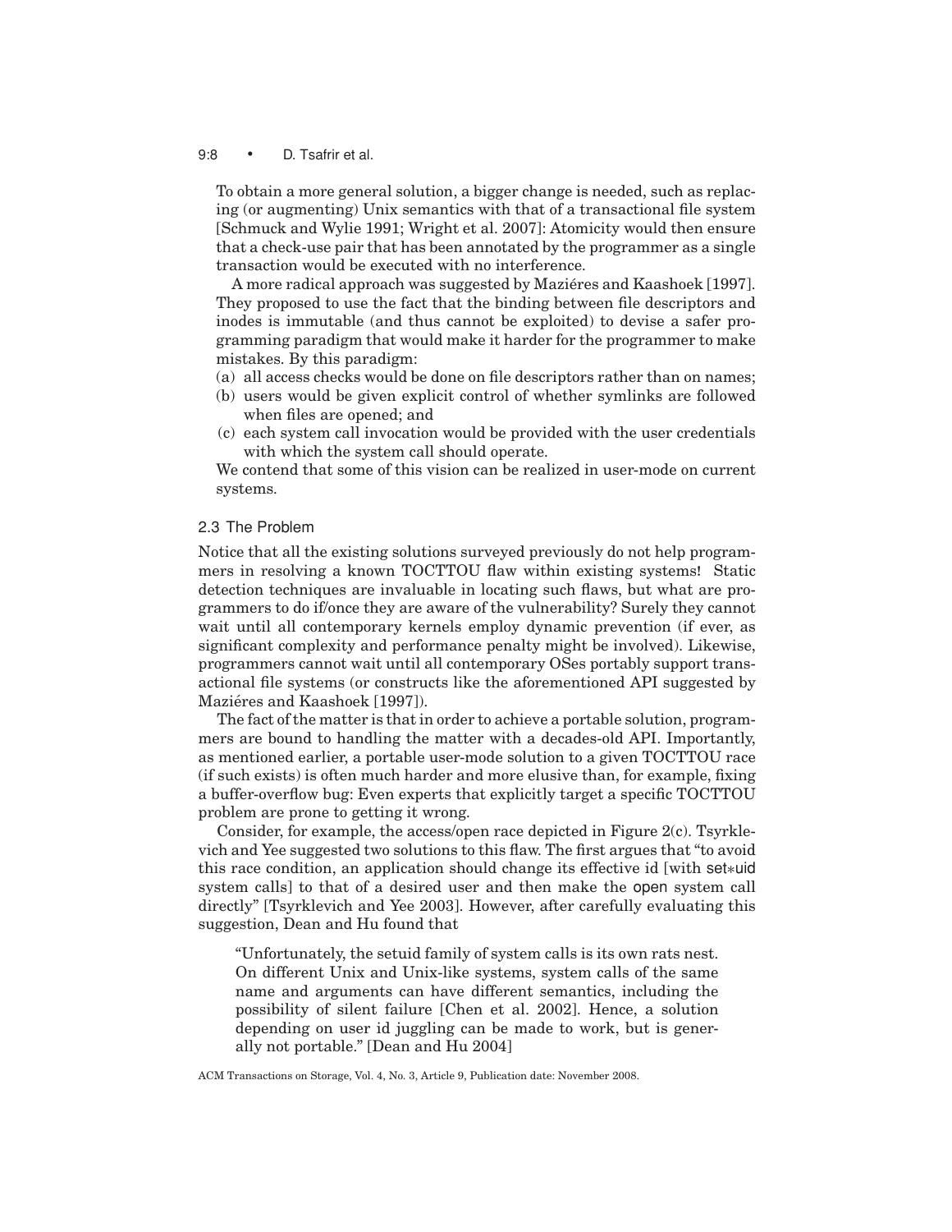To obtain a more general solution, a bigger change is needed, such as replacing (or augmenting) Unix semantics with that of a transactional file system [Schmuck and Wylie 1991; Wright et al. 2007]: Atomicity would then ensure that a check-use pair that has been annotated by the programmer as a single transaction would be executed with no interference.

A more radical approach was suggested by Maziéres and Kaashoek [1997]. They proposed to use the fact that the binding between file descriptors and inodes is immutable (and thus cannot be exploited) to devise a safer programming paradigm that would make it harder for the programmer to make mistakes. By this paradigm:

(a) all access checks would be done on file descriptors rather than on names;
(b) users would be given explicit control of whether symlinks are followed when files are opened; and
(c) each system call invocation would be provided with the user credentials with which the system call should operate.

We contend that some of this vision can be realized in user-mode on current systems.

## 2.3 The Problem

Notice that all the existing solutions surveyed previously do not help programmers in resolving a known TOCTTOU flaw within existing systems! Static detection techniques are invaluable in locating such flaws, but what are programmers to do if/once they are aware of the vulnerability? Surely they cannot wait until all contemporary kernels employ dynamic prevention (if ever, as significant complexity and performance penalty might be involved). Likewise, programmers cannot wait until all contemporary OSes portably support transactional file systems (or constructs like the aforementioned API suggested by Maziéres and Kaashoek [1997]).

The fact of the matter is that in order to achieve a portable solution, programmers are bound to handling the matter with a decades-old API. Importantly, as mentioned earlier, a portable user-mode solution to a given TOCTTOU race (if such exists) is often much harder and more elusive than, for example, fixing a buffer-overflow bug: Even experts that explicitly target a specific TOCTTOU problem are prone to getting it wrong.

Consider, for example, the access/open race depicted in Figure 2(c). Tsyrklevich and Yee suggested two solutions to this flaw. The first argues that "to avoid this race condition, an application should change its effective id [with set*uid system calls] to that of a desired user and then make the open system call directly" [Tsyrklevich and Yee 2003]. However, after carefully evaluating this suggestion, Dean and Hu found that

> "Unfortunately, the setuid family of system calls is its own rats nest. On different Unix and Unix-like systems, system calls of the same name and arguments can have different semantics, including the possibility of silent failure [Chen et al. 2002]. Hence, a solution depending on user id juggling can be made to work, but is generally not portable." [Dean and Hu 2004]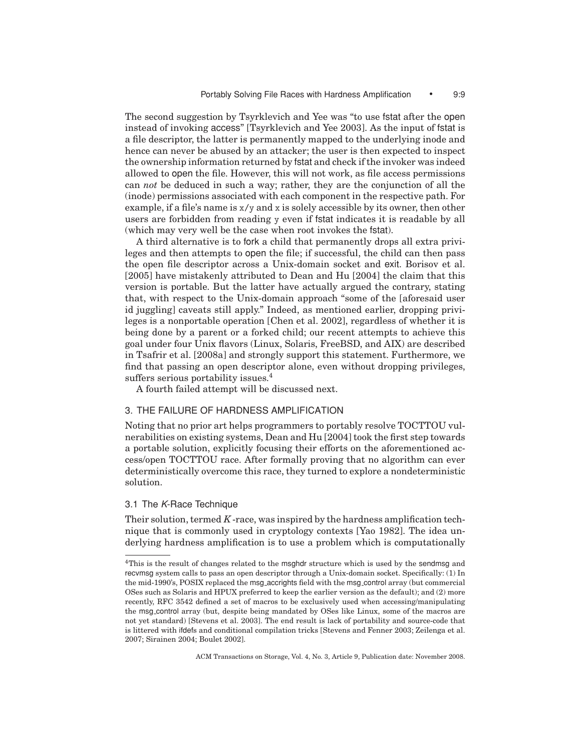The second suggestion by Tsyrklevich and Yee was "to use fstat after the open instead of invoking access" [Tsyrklevich and Yee 2003]. As the input of fstat is a file descriptor, the latter is permanently mapped to the underlying inode and hence can never be abused by an attacker; the user is then expected to inspect the ownership information returned by fstat and check if the invoker was indeed allowed to open the file. However, this will not work, as file access permissions can *not* be deduced in such a way; rather, they are the conjunction of all the (inode) permissions associated with each component in the respective path. For example, if a file's name is x/y and x is solely accessible by its owner, then other users are forbidden from reading y even if fstat indicates it is readable by all (which may very well be the case when root invokes the fstat).

A third alternative is to fork a child that permanently drops all extra privileges and then attempts to open the file; if successful, the child can then pass the open file descriptor across a Unix-domain socket and exit. Borisov et al. [2005] have mistakenly attributed to Dean and Hu [2004] the claim that this version is portable. But the latter have actually argued the contrary, stating that, with respect to the Unix-domain approach "some of the [aforesaid user id juggling] caveats still apply." Indeed, as mentioned earlier, dropping privileges is a nonportable operation [Chen et al. 2002], regardless of whether it is being done by a parent or a forked child; our recent attempts to achieve this goal under four Unix flavors (Linux, Solaris, FreeBSD, and AIX) are described in Tsafrir et al. [2008a] and strongly support this statement. Furthermore, we find that passing an open descriptor alone, even without dropping privileges, suffers serious portability issues.[4]

A fourth failed attempt will be discussed next.

## 3. THE FAILURE OF HARDNESS AMPLIFICATION

Noting that no prior art helps programmers to portably resolve TOCTTOU vulnerabilities on existing systems, Dean and Hu [2004] took the first step towards a portable solution, explicitly focusing their efforts on the aforementioned access/open TOCTTOU race. After formally proving that no algorithm can ever deterministically overcome this race, they turned to explore a nondeterministic solution.

### 3.1 The *K*-Race Technique

Their solution, termed *K*-race, was inspired by the hardness amplification technique that is commonly used in cryptology contexts [Yao 1982]. The idea underlying hardness amplification is to use a problem which is computationally

---

[4]This is the result of changes related to the msghdr structure which is used by the sendmsg and recvmsg system calls to pass an open descriptor through a Unix-domain socket. Specifically: (1) In the mid-1990's, POSIX replaced the msg_accrights field with the msg_control array (but commercial OSes such as Solaris and HPUX preferred to keep the earlier version as the default); and (2) more recently, RFC 3542 defined a set of macros to be exclusively used when accessing/manipulating the msg_control array (but, despite being mandated by OSes like Linux, some of the macros are not yet standard) [Stevens et al. 2003]. The end result is lack of portability and source-code that is littered with ifdefs and conditional compilation tricks [Stevens and Fenner 2003; Zeilenga et al. 2007; Sirainen 2004; Boulet 2002].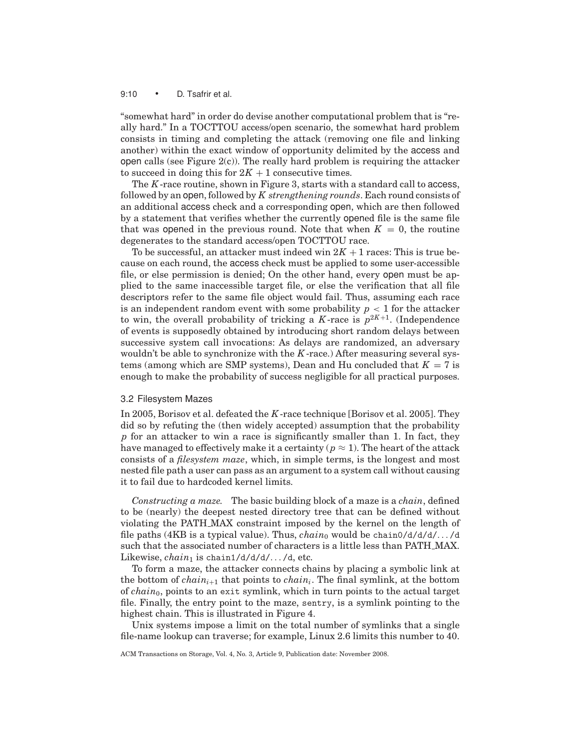"somewhat hard" in order do devise another computational problem that is "really hard." In a TOCTTOU access/open scenario, the somewhat hard problem consists in timing and completing the attack (removing one file and linking another) within the exact window of opportunity delimited by the access and open calls (see Figure 2(c)). The really hard problem is requiring the attacker to succeed in doing this for $2K + 1$ consecutive times.

The $K$-race routine, shown in Figure 3, starts with a standard call to access, followed by an open, followed by $K$ *strengthening rounds*. Each round consists of an additional access check and a corresponding open, which are then followed by a statement that verifies whether the currently opened file is the same file that was opened in the previous round. Note that when $K = 0$, the routine degenerates to the standard access/open TOCTTOU race.

To be successful, an attacker must indeed win $2K + 1$ races: This is true because on each round, the access check must be applied to some user-accessible file, or else permission is denied; On the other hand, every open must be applied to the same inaccessible target file, or else the verification that all file descriptors refer to the same file object would fail. Thus, assuming each race is an independent random event with some probability $p < 1$ for the attacker to win, the overall probability of tricking a $K$-race is $p^{2K+1}$. (Independence of events is supposedly obtained by introducing short random delays between successive system call invocations: As delays are randomized, an adversary wouldn't be able to synchronize with the $K$-race.) After measuring several systems (among which are SMP systems), Dean and Hu concluded that $K = 7$ is enough to make the probability of success negligible for all practical purposes.

### 3.2 Filesystem Mazes

In 2005, Borisov et al. defeated the $K$-race technique [Borisov et al. 2005]. They did so by refuting the (then widely accepted) assumption that the probability $p$ for an attacker to win a race is significantly smaller than 1. In fact, they have managed to effectively make it a certainty ($p \approx 1$). The heart of the attack consists of a *filesystem maze*, which, in simple terms, is the longest and most nested file path a user can pass as an argument to a system call without causing it to fail due to hardcoded kernel limits.

*Constructing a maze.* The basic building block of a maze is a *chain*, defined to be (nearly) the deepest nested directory tree that can be defined without violating the PATH_MAX constraint imposed by the kernel on the length of file paths (4KB is a typical value). Thus, $chain_0$ would be `chain0/d/d/d/.../d` such that the associated number of characters is a little less than PATH_MAX. Likewise, $chain_1$ is `chain1/d/d/d/.../d`, etc.

To form a maze, the attacker connects chains by placing a symbolic link at the bottom of $chain_{i+1}$ that points to $chain_i$. The final symlink, at the bottom of $chain_0$, points to an `exit` symlink, which in turn points to the actual target file. Finally, the entry point to the maze, `sentry`, is a symlink pointing to the highest chain. This is illustrated in Figure 4.

Unix systems impose a limit on the total number of symlinks that a single file-name lookup can traverse; for example, Linux 2.6 limits this number to 40.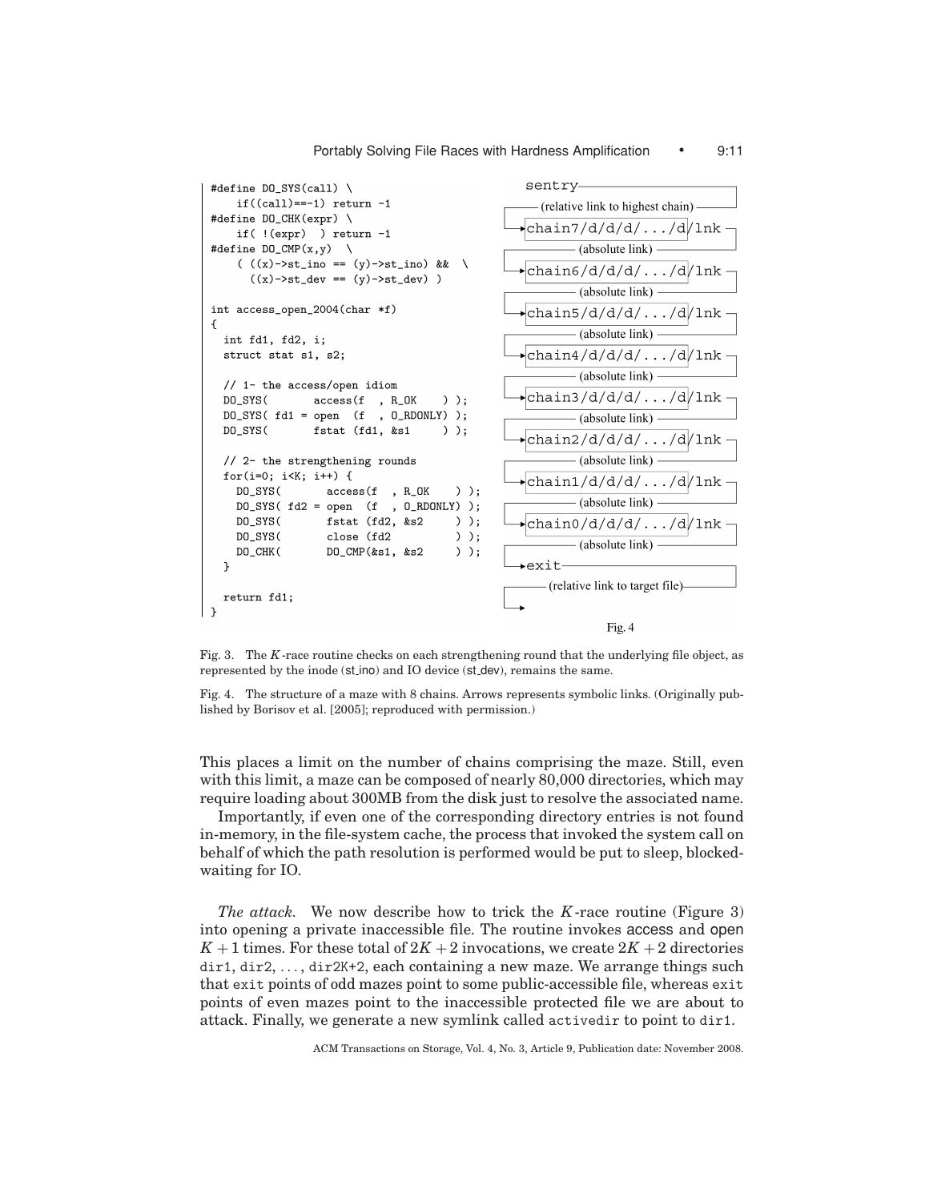```c
#define DO_SYS(call) \
    if((call)==-1) return -1
#define DO_CHK(expr) \
    if( !(expr)  ) return -1
#define DO_CMP(x,y)  \
    ( ((x)->st_ino == (y)->st_ino) &&  \
      ((x)->st_dev == (y)->st_dev) )

int access_open_2004(char *f)
{
  int fd1, fd2, i;
  struct stat s1, s2;

  // 1- the access/open idiom
  DO_SYS(       access(f  , R_OK    ) );
  DO_SYS( fd1 = open  (f  , O_RDONLY) );
  DO_SYS(       fstat (fd1, &s1     ) );

  // 2- the strengthening rounds
  for(i=0; i<K; i++) {
    DO_SYS(       access(f  , R_OK    ) );
    DO_SYS( fd2 = open  (f  , O_RDONLY) );
    DO_SYS(       fstat (fd2, &s2     ) );
    DO_SYS(       close (fd2          ) );
    DO_CHK(       DO_CMP(&s1, &s2     ) );
  }

  return fd1;
}
```

```
sentry
   (relative link to highest chain)
chain7/d/d/d/.../d/lnk
   (absolute link)
chain6/d/d/d/.../d/lnk
   (absolute link)
chain5/d/d/d/.../d/lnk
   (absolute link)
chain4/d/d/d/.../d/lnk
   (absolute link)
chain3/d/d/d/.../d/lnk
   (absolute link)
chain2/d/d/d/.../d/lnk
   (absolute link)
chain1/d/d/d/.../d/lnk
   (absolute link)
chain0/d/d/d/.../d/lnk
   (absolute link)
exit
   (relative link to target file)
```

Fig. 4

Fig. 3. The $K$-race routine checks on each strengthening round that the underlying file object, as represented by the inode (st_ino) and IO device (st_dev), remains the same.

Fig. 4. The structure of a maze with 8 chains. Arrows represents symbolic links. (Originally published by Borisov et al. [2005]; reproduced with permission.)

This places a limit on the number of chains comprising the maze. Still, even with this limit, a maze can be composed of nearly 80,000 directories, which may require loading about 300MB from the disk just to resolve the associated name.

Importantly, if even one of the corresponding directory entries is not found in-memory, in the file-system cache, the process that invoked the system call on behalf of which the path resolution is performed would be put to sleep, blocked-waiting for IO.

*The attack.* We now describe how to trick the $K$-race routine (Figure 3) into opening a private inaccessible file. The routine invokes access and open $K+1$ times. For these total of $2K+2$ invocations, we create $2K+2$ directories dir1, dir2, ..., dir2K+2, each containing a new maze. We arrange things such that exit points of odd mazes point to some public-accessible file, whereas exit points of even mazes point to the inaccessible protected file we are about to attack. Finally, we generate a new symlink called activedir to point to dir1.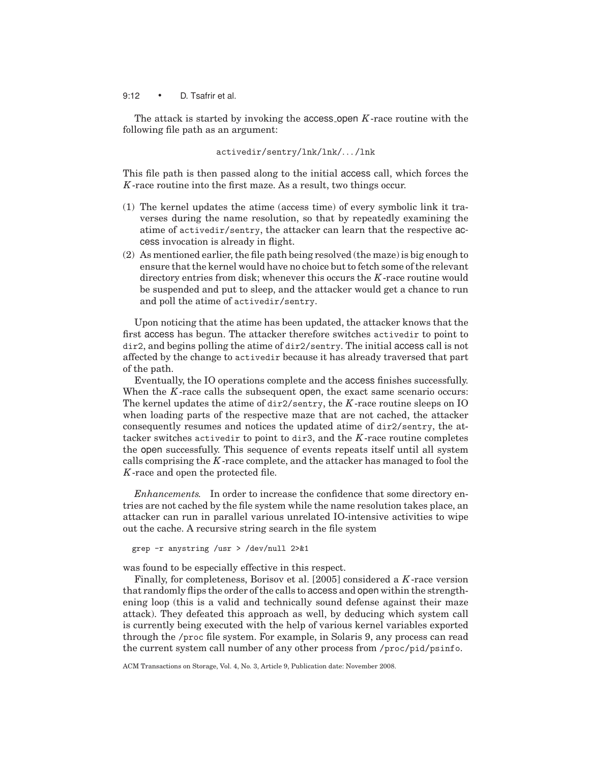The attack is started by invoking the access_open $K$-race routine with the following file path as an argument:

```
activedir/sentry/lnk/lnk/.../lnk
```

This file path is then passed along to the initial access call, which forces the $K$-race routine into the first maze. As a result, two things occur.

1. The kernel updates the atime (access time) of every symbolic link it traverses during the name resolution, so that by repeatedly examining the atime of `activedir/sentry`, the attacker can learn that the respective access invocation is already in flight.
2. As mentioned earlier, the file path being resolved (the maze) is big enough to ensure that the kernel would have no choice but to fetch some of the relevant directory entries from disk; whenever this occurs the $K$-race routine would be suspended and put to sleep, and the attacker would get a chance to run and poll the atime of `activedir/sentry`.

Upon noticing that the atime has been updated, the attacker knows that the first access has begun. The attacker therefore switches `activedir` to point to `dir2`, and begins polling the atime of `dir2/sentry`. The initial access call is not affected by the change to `activedir` because it has already traversed that part of the path.

Eventually, the IO operations complete and the access finishes successfully. When the $K$-race calls the subsequent open, the exact same scenario occurs: The kernel updates the atime of `dir2/sentry`, the $K$-race routine sleeps on IO when loading parts of the respective maze that are not cached, the attacker consequently resumes and notices the updated atime of `dir2/sentry`, the attacker switches `activedir` to point to `dir3`, and the $K$-race routine completes the open successfully. This sequence of events repeats itself until all system calls comprising the $K$-race complete, and the attacker has managed to fool the $K$-race and open the protected file.

*Enhancements.* In order to increase the confidence that some directory entries are not cached by the file system while the name resolution takes place, an attacker can run in parallel various unrelated IO-intensive activities to wipe out the cache. A recursive string search in the file system

```
grep -r anystring /usr > /dev/null 2>&1
```

was found to be especially effective in this respect.

Finally, for completeness, Borisov et al. [2005] considered a $K$-race version that randomly flips the order of the calls to access and open within the strengthening loop (this is a valid and technically sound defense against their maze attack). They defeated this approach as well, by deducing which system call is currently being executed with the help of various kernel variables exported through the `/proc` file system. For example, in Solaris 9, any process can read the current system call number of any other process from `/proc/pid/psinfo`.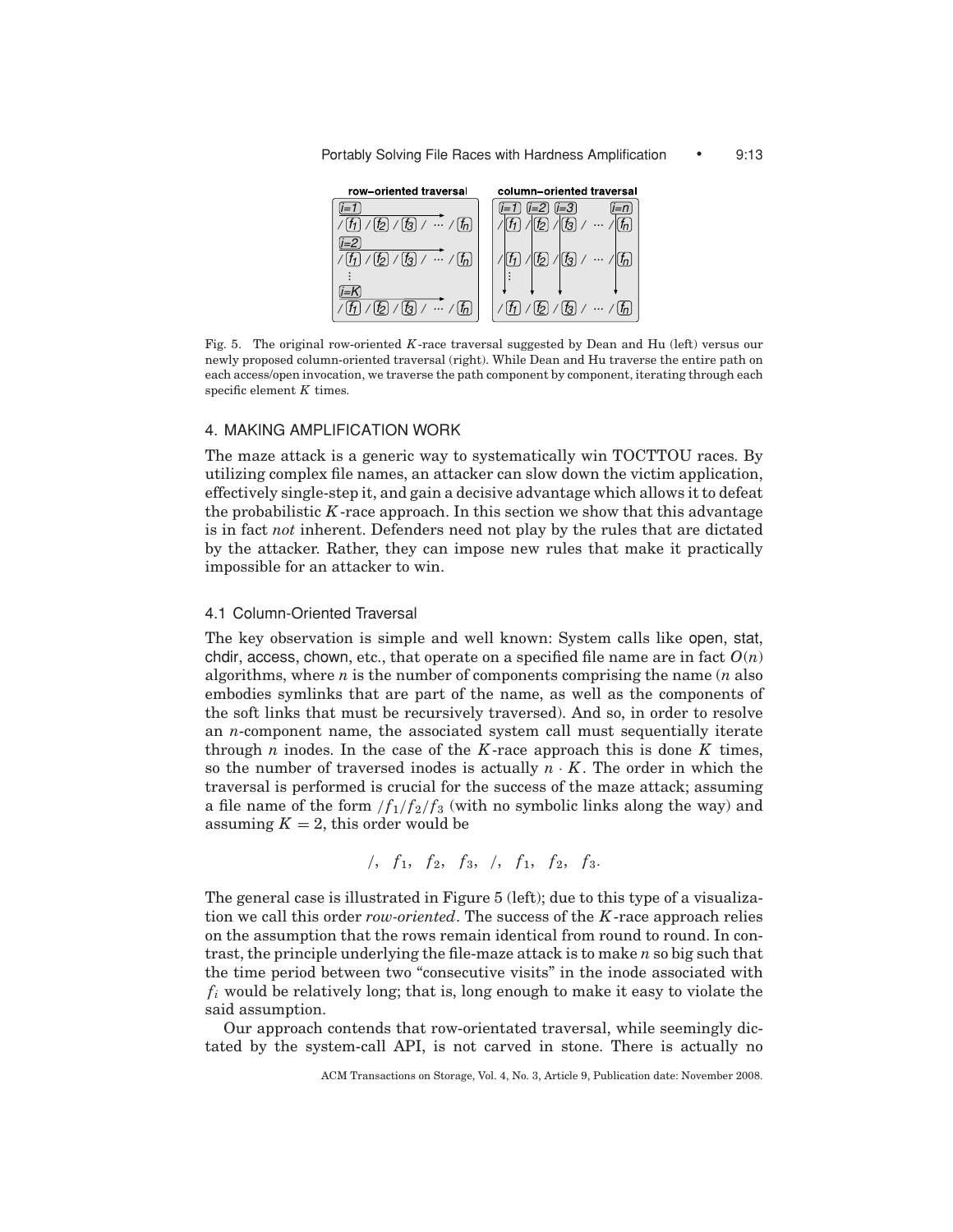Fig. 5. The original row-oriented $K$-race traversal suggested by Dean and Hu (left) versus our newly proposed column-oriented traversal (right). While Dean and Hu traverse the entire path on each access/open invocation, we traverse the path component by component, iterating through each specific element $K$ times.

## 4. MAKING AMPLIFICATION WORK

The maze attack is a generic way to systematically win TOCTTOU races. By utilizing complex file names, an attacker can slow down the victim application, effectively single-step it, and gain a decisive advantage which allows it to defeat the probabilistic $K$-race approach. In this section we show that this advantage is in fact *not* inherent. Defenders need not play by the rules that are dictated by the attacker. Rather, they can impose new rules that make it practically impossible for an attacker to win.

### 4.1 Column-Oriented Traversal

The key observation is simple and well known: System calls like open, stat, chdir, access, chown, etc., that operate on a specified file name are in fact $O(n)$ algorithms, where $n$ is the number of components comprising the name ($n$ also embodies symlinks that are part of the name, as well as the components of the soft links that must be recursively traversed). And so, in order to resolve an $n$-component name, the associated system call must sequentially iterate through $n$ inodes. In the case of the $K$-race approach this is done $K$ times, so the number of traversed inodes is actually $n \cdot K$. The order in which the traversal is performed is crucial for the success of the maze attack; assuming a file name of the form $/f_1/f_2/f_3$ (with no symbolic links along the way) and assuming $K = 2$, this order would be

$$/, \quad f_1, \quad f_2, \quad f_3, \quad /, \quad f_1, \quad f_2, \quad f_3.$$

The general case is illustrated in Figure 5 (left); due to this type of a visualization we call this order *row-oriented*. The success of the $K$-race approach relies on the assumption that the rows remain identical from round to round. In contrast, the principle underlying the file-maze attack is to make $n$ so big such that the time period between two "consecutive visits" in the inode associated with $f_i$ would be relatively long; that is, long enough to make it easy to violate the said assumption.

Our approach contends that row-orientated traversal, while seemingly dictated by the system-call API, is not carved in stone. There is actually no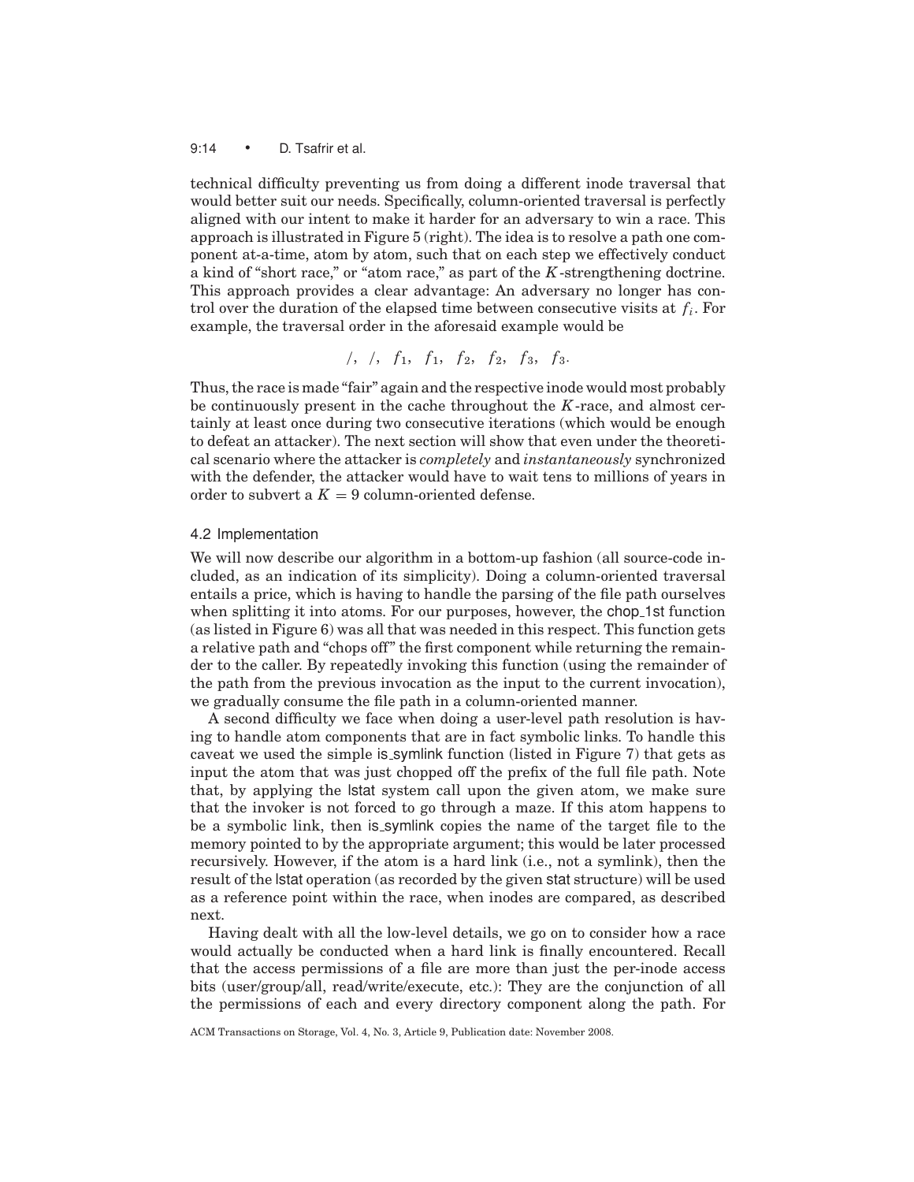technical difficulty preventing us from doing a different inode traversal that would better suit our needs. Specifically, column-oriented traversal is perfectly aligned with our intent to make it harder for an adversary to win a race. This approach is illustrated in Figure 5 (right). The idea is to resolve a path one component at-a-time, atom by atom, such that on each step we effectively conduct a kind of "short race," or "atom race," as part of the $K$-strengthening doctrine. This approach provides a clear advantage: An adversary no longer has control over the duration of the elapsed time between consecutive visits at $f_i$. For example, the traversal order in the aforesaid example would be

$$/,\ /,\ f_1,\ f_1,\ f_2,\ f_2,\ f_3,\ f_3.$$

Thus, the race is made "fair" again and the respective inode would most probably be continuously present in the cache throughout the $K$-race, and almost certainly at least once during two consecutive iterations (which would be enough to defeat an attacker). The next section will show that even under the theoretical scenario where the attacker is *completely* and *instantaneously* synchronized with the defender, the attacker would have to wait tens to millions of years in order to subvert a $K = 9$ column-oriented defense.

### 4.2 Implementation

We will now describe our algorithm in a bottom-up fashion (all source-code included, as an indication of its simplicity). Doing a column-oriented traversal entails a price, which is having to handle the parsing of the file path ourselves when splitting it into atoms. For our purposes, however, the chop_1st function (as listed in Figure 6) was all that was needed in this respect. This function gets a relative path and "chops off" the first component while returning the remainder to the caller. By repeatedly invoking this function (using the remainder of the path from the previous invocation as the input to the current invocation), we gradually consume the file path in a column-oriented manner.

A second difficulty we face when doing a user-level path resolution is having to handle atom components that are in fact symbolic links. To handle this caveat we used the simple is_symlink function (listed in Figure 7) that gets as input the atom that was just chopped off the prefix of the full file path. Note that, by applying the lstat system call upon the given atom, we make sure that the invoker is not forced to go through a maze. If this atom happens to be a symbolic link, then is_symlink copies the name of the target file to the memory pointed to by the appropriate argument; this would be later processed recursively. However, if the atom is a hard link (i.e., not a symlink), then the result of the lstat operation (as recorded by the given stat structure) will be used as a reference point within the race, when inodes are compared, as described next.

Having dealt with all the low-level details, we go on to consider how a race would actually be conducted when a hard link is finally encountered. Recall that the access permissions of a file are more than just the per-inode access bits (user/group/all, read/write/execute, etc.): They are the conjunction of all the permissions of each and every directory component along the path. For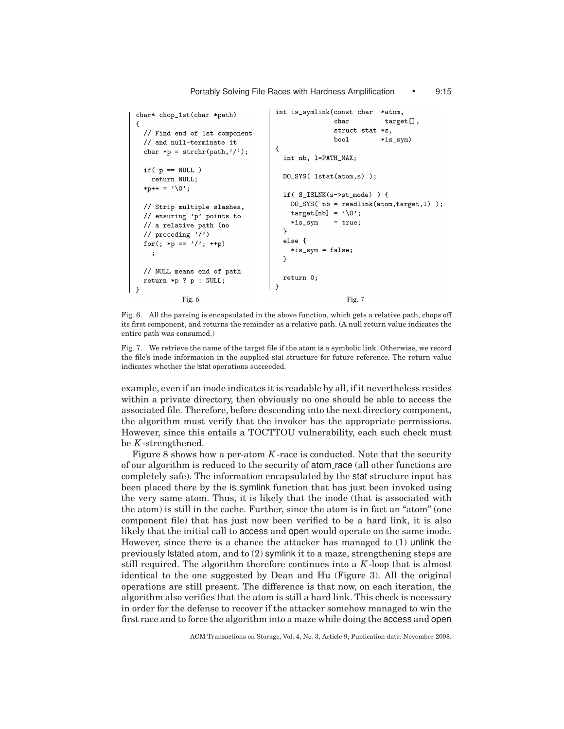```
char* chop_1st(char *path)
{
  // Find end of 1st component
  // and null-terminate it
  char *p = strchr(path,'/');

  if( p == NULL )
    return NULL;
  *p++ = '\0';

  // Strip multiple slashes,
  // ensuring 'p' points to
  // a relative path (no
  // preceding '/')
  for(; *p == '/'; ++p)
    ;

  // NULL means end of path
  return *p ? p : NULL;
}
```

Fig. 6

```
int is_symlink(const char  *atom,
               char         target[],
               struct stat *s,
               bool        *is_sym)
{
  int nb, l=PATH_MAX;

  DO_SYS( lstat(atom,s) );

  if( S_ISLNK(s->st_mode) ) {
    DO_SYS( nb = readlink(atom,target,l) );
    target[nb] = '\0';
    *is_sym    = true;
  }
  else {
    *is_sym = false;
  }

  return 0;
}
```

Fig. 7

Fig. 6. All the parsing is encapsulated in the above function, which gets a relative path, chops off its first component, and returns the reminder as a relative path. (A null return value indicates the entire path was consumed.)

Fig. 7. We retrieve the name of the target file if the atom is a symbolic link. Otherwise, we record the file's inode information in the supplied stat structure for future reference. The return value indicates whether the lstat operations succeeded.

example, even if an inode indicates it is readable by all, if it nevertheless resides within a private directory, then obviously no one should be able to access the associated file. Therefore, before descending into the next directory component, the algorithm must verify that the invoker has the appropriate permissions. However, since this entails a TOCTTOU vulnerability, each such check must be $K$-strengthened.

Figure 8 shows how a per-atom $K$-race is conducted. Note that the security of our algorithm is reduced to the security of atom_race (all other functions are completely safe). The information encapsulated by the stat structure input has been placed there by the is_symlink function that has just been invoked using the very same atom. Thus, it is likely that the inode (that is associated with the atom) is still in the cache. Further, since the atom is in fact an "atom" (one component file) that has just now been verified to be a hard link, it is also likely that the initial call to access and open would operate on the same inode. However, since there is a chance the attacker has managed to (1) unlink the previously lstated atom, and to (2) symlink it to a maze, strengthening steps are still required. The algorithm therefore continues into a $K$-loop that is almost identical to the one suggested by Dean and Hu (Figure 3). All the original operations are still present. The difference is that now, on each iteration, the algorithm also verifies that the atom is still a hard link. This check is necessary in order for the defense to recover if the attacker somehow managed to win the first race and to force the algorithm into a maze while doing the access and open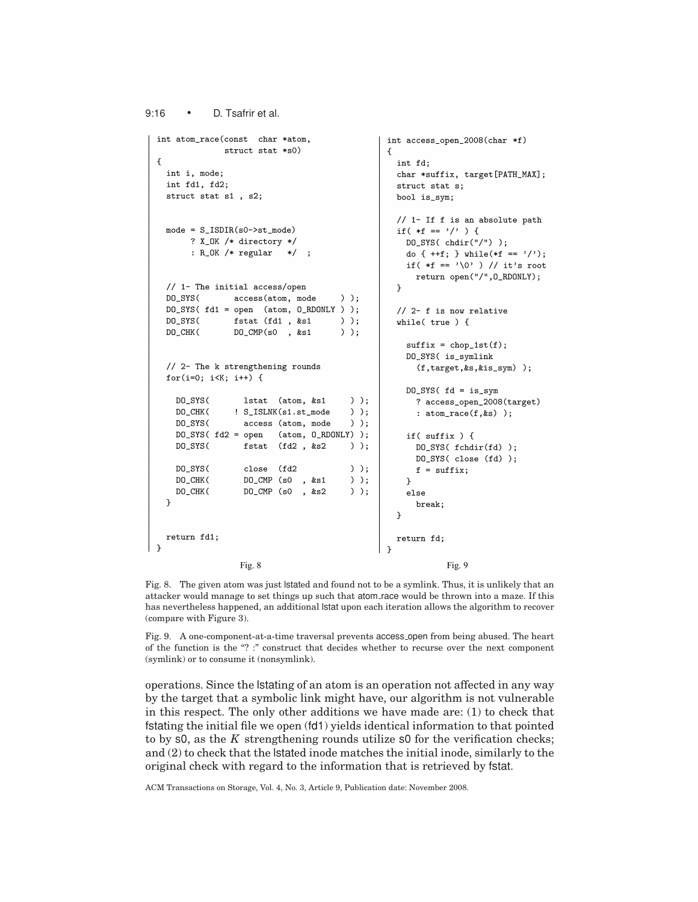```c
int atom_race(const  char *atom,
              struct stat *s0)
{
  int i, mode;
  int fd1, fd2;
  struct stat s1 , s2;


  mode = S_ISDIR(s0->st_mode)
       ? X_OK /* directory */
       : R_OK /* regular   */  ;


  // 1- The initial access/open
  DO_SYS(       access(atom, mode     ) );
  DO_SYS( fd1 = open  (atom, O_RDONLY ) );
  DO_SYS(       fstat (fd1 , &s1      ) );
  DO_CHK(       DO_CMP(s0  , &s1      ) );


  // 2- The k strengthening rounds
  for(i=0; i<K; i++) {

    DO_SYS(       lstat  (atom, &s1     ) );
    DO_CHK(     ! S_ISLNK(s1.st_mode    ) );
    DO_SYS(       access (atom, mode    ) );
    DO_SYS( fd2 = open   (atom, O_RDONLY) );
    DO_SYS(       fstat  (fd2 , &s2     ) );

    DO_SYS(       close  (fd2           ) );
    DO_CHK(       DO_CMP (s0  , &s1     ) );
    DO_CHK(       DO_CMP (s0  , &s2     ) );
  }


  return fd1;
}
```

Fig. 8

```c
int access_open_2008(char *f)
{
  int fd;
  char *suffix, target[PATH_MAX];
  struct stat s;
  bool is_sym;

  // 1- If f is an absolute path
  if( *f == '/' ) {
    DO_SYS( chdir("/") );
    do { ++f; } while(*f == '/');
    if( *f == '\0' ) // it's root
      return open("/",O_RDONLY);
  }

  // 2- f is now relative
  while( true ) {

    suffix = chop_1st(f);
    DO_SYS( is_symlink
      (f,target,&s,&is_sym) );

    DO_SYS( fd = is_sym
      ? access_open_2008(target)
      : atom_race(f,&s) );

    if( suffix ) {
      DO_SYS( fchdir(fd) );
      DO_SYS( close (fd) );
      f = suffix;
    }
    else
      break;
  }

  return fd;
}
```

Fig. 9

Fig. 8. The given atom was just lstated and found not to be a symlink. Thus, it is unlikely that an attacker would manage to set things up such that atom_race would be thrown into a maze. If this has nevertheless happened, an additional lstat upon each iteration allows the algorithm to recover (compare with Figure 3).

Fig. 9. A one-component-at-a-time traversal prevents access_open from being abused. The heart of the function is the "? :" construct that decides whether to recurse over the next component (symlink) or to consume it (nonsymlink).

operations. Since the lstating of an atom is an operation not affected in any way by the target that a symbolic link might have, our algorithm is not vulnerable in this respect. The only other additions we have made are: (1) to check that fstating the initial file we open (fd1) yields identical information to that pointed to by s0, as the $K$ strengthening rounds utilize s0 for the verification checks; and (2) to check that the lstated inode matches the initial inode, similarly to the original check with regard to the information that is retrieved by fstat.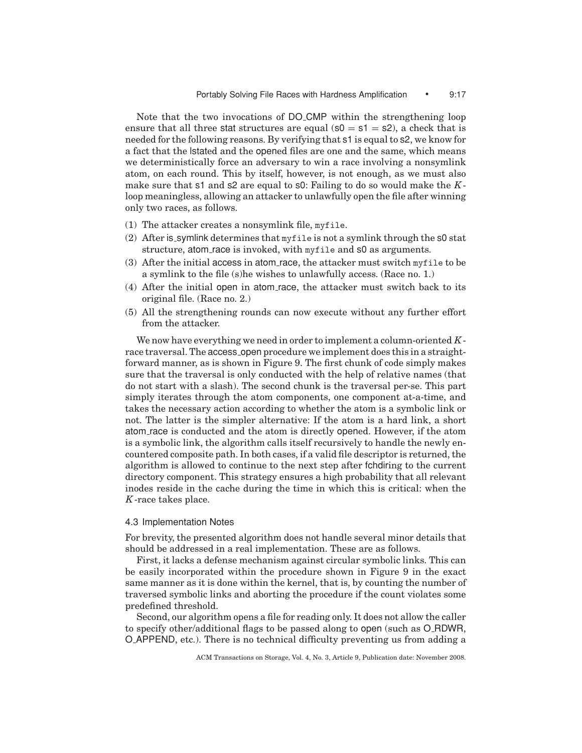Note that the two invocations of DO_CMP within the strengthening loop ensure that all three stat structures are equal (s0 = s1 = s2), a check that is needed for the following reasons. By verifying that s1 is equal to s2, we know for a fact that the lstated and the opened files are one and the same, which means we deterministically force an adversary to win a race involving a nonsymlink atom, on each round. This by itself, however, is not enough, as we must also make sure that s1 and s2 are equal to s0: Failing to do so would make the $K$-loop meaningless, allowing an attacker to unlawfully open the file after winning only two races, as follows.

1. The attacker creates a nonsymlink file, `myfile`.
2. After is_symlink determines that `myfile` is not a symlink through the s0 stat structure, atom_race is invoked, with `myfile` and s0 as arguments.
3. After the initial access in atom_race, the attacker must switch `myfile` to be a symlink to the file (s)he wishes to unlawfully access. (Race no. 1.)
4. After the initial open in atom_race, the attacker must switch back to its original file. (Race no. 2.)
5. All the strengthening rounds can now execute without any further effort from the attacker.

We now have everything we need in order to implement a column-oriented $K$-race traversal. The access_open procedure we implement does this in a straightforward manner, as is shown in Figure 9. The first chunk of code simply makes sure that the traversal is only conducted with the help of relative names (that do not start with a slash). The second chunk is the traversal per-se. This part simply iterates through the atom components, one component at-a-time, and takes the necessary action according to whether the atom is a symbolic link or not. The latter is the simpler alternative: If the atom is a hard link, a short atom_race is conducted and the atom is directly opened. However, if the atom is a symbolic link, the algorithm calls itself recursively to handle the newly encountered composite path. In both cases, if a valid file descriptor is returned, the algorithm is allowed to continue to the next step after fchdiring to the current directory component. This strategy ensures a high probability that all relevant inodes reside in the cache during the time in which this is critical: when the $K$-race takes place.

### 4.3 Implementation Notes

For brevity, the presented algorithm does not handle several minor details that should be addressed in a real implementation. These are as follows.

First, it lacks a defense mechanism against circular symbolic links. This can be easily incorporated within the procedure shown in Figure 9 in the exact same manner as it is done within the kernel, that is, by counting the number of traversed symbolic links and aborting the procedure if the count violates some predefined threshold.

Second, our algorithm opens a file for reading only. It does not allow the caller to specify other/additional flags to be passed along to open (such as O_RDWR, O_APPEND, etc.). There is no technical difficulty preventing us from adding a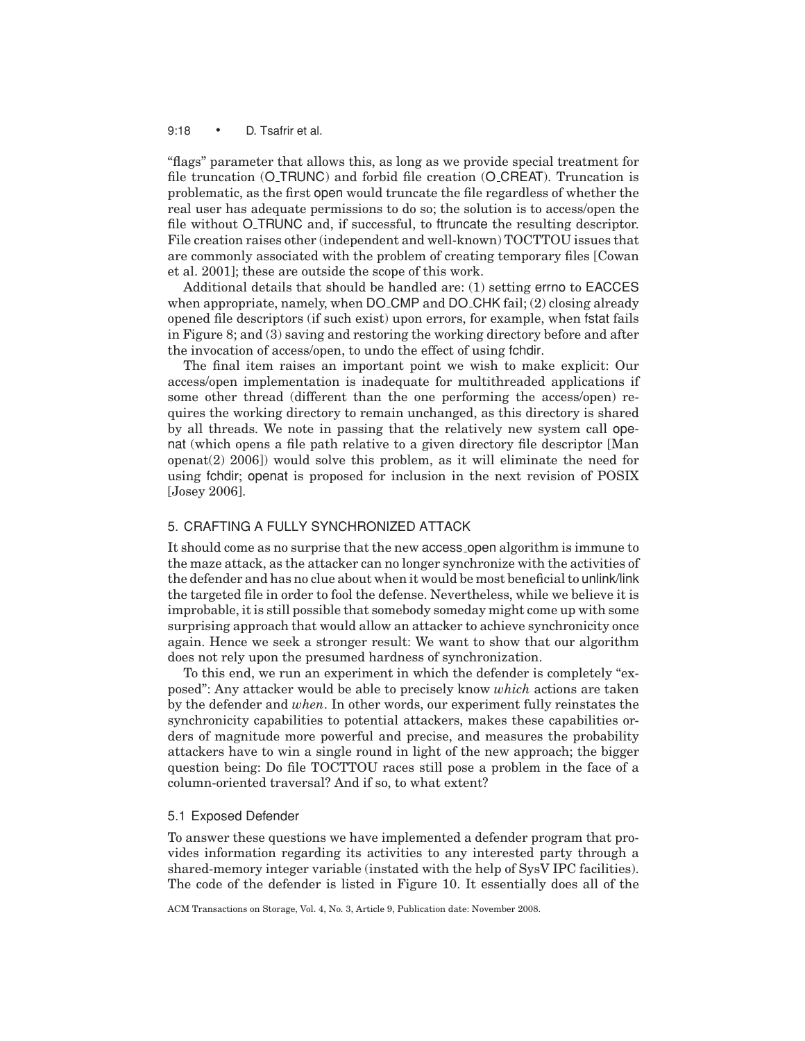"flags" parameter that allows this, as long as we provide special treatment for file truncation (O_TRUNC) and forbid file creation (O_CREAT). Truncation is problematic, as the first open would truncate the file regardless of whether the real user has adequate permissions to do so; the solution is to access/open the file without O_TRUNC and, if successful, to ftruncate the resulting descriptor. File creation raises other (independent and well-known) TOCTTOU issues that are commonly associated with the problem of creating temporary files [Cowan et al. 2001]; these are outside the scope of this work.

Additional details that should be handled are: (1) setting errno to EACCES when appropriate, namely, when DO_CMP and DO_CHK fail; (2) closing already opened file descriptors (if such exist) upon errors, for example, when fstat fails in Figure 8; and (3) saving and restoring the working directory before and after the invocation of access/open, to undo the effect of using fchdir.

The final item raises an important point we wish to make explicit: Our access/open implementation is inadequate for multithreaded applications if some other thread (different than the one performing the access/open) requires the working directory to remain unchanged, as this directory is shared by all threads. We note in passing that the relatively new system call openat (which opens a file path relative to a given directory file descriptor [Man openat(2) 2006]) would solve this problem, as it will eliminate the need for using fchdir; openat is proposed for inclusion in the next revision of POSIX [Josey 2006].

## 5. CRAFTING A FULLY SYNCHRONIZED ATTACK

It should come as no surprise that the new access_open algorithm is immune to the maze attack, as the attacker can no longer synchronize with the activities of the defender and has no clue about when it would be most beneficial to unlink/link the targeted file in order to fool the defense. Nevertheless, while we believe it is improbable, it is still possible that somebody someday might come up with some surprising approach that would allow an attacker to achieve synchronicity once again. Hence we seek a stronger result: We want to show that our algorithm does not rely upon the presumed hardness of synchronization.

To this end, we run an experiment in which the defender is completely "exposed": Any attacker would be able to precisely know *which* actions are taken by the defender and *when*. In other words, our experiment fully reinstates the synchronicity capabilities to potential attackers, makes these capabilities orders of magnitude more powerful and precise, and measures the probability attackers have to win a single round in light of the new approach; the bigger question being: Do file TOCTTOU races still pose a problem in the face of a column-oriented traversal? And if so, to what extent?

### 5.1 Exposed Defender

To answer these questions we have implemented a defender program that provides information regarding its activities to any interested party through a shared-memory integer variable (instated with the help of SysV IPC facilities). The code of the defender is listed in Figure 10. It essentially does all of the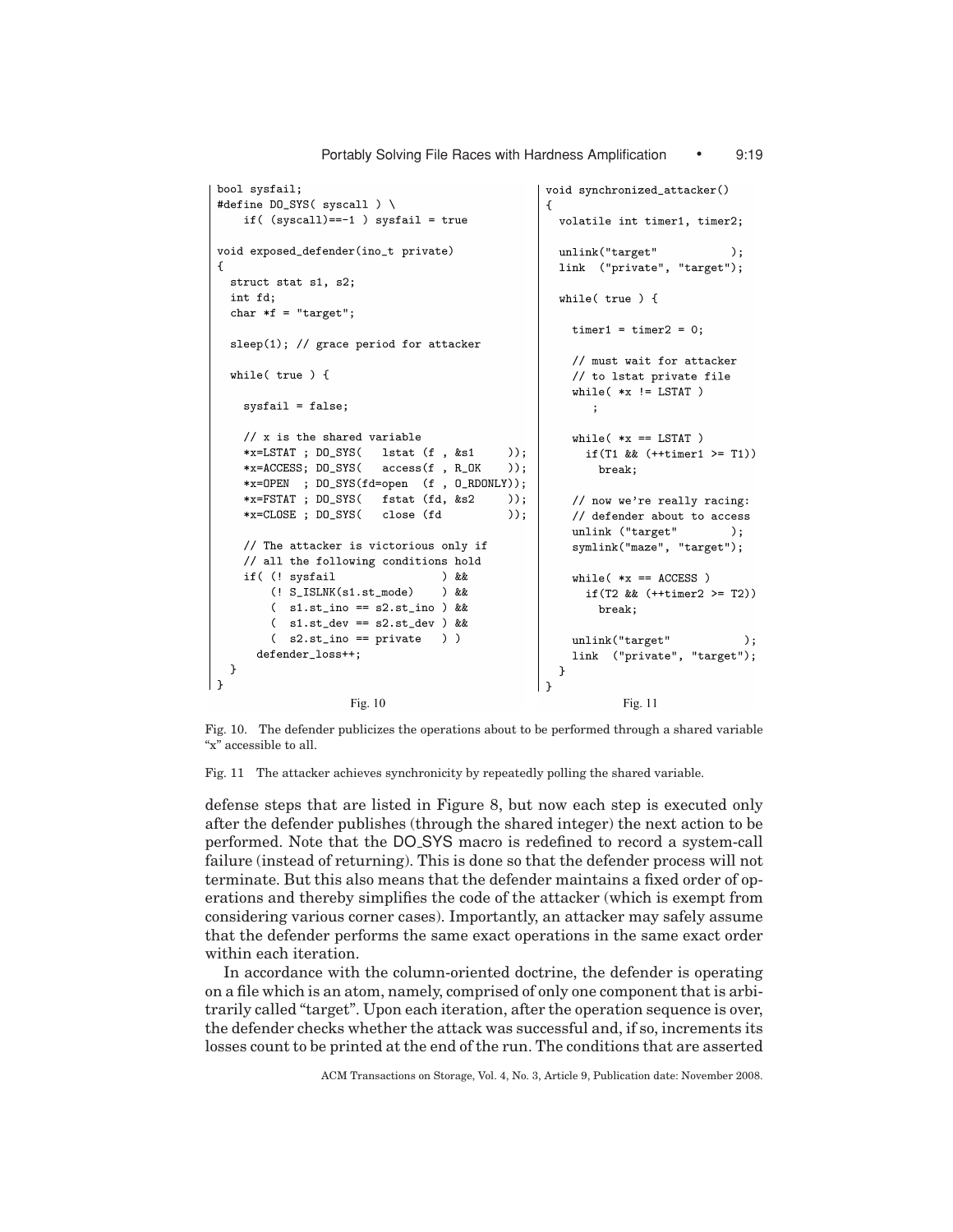```c
bool sysfail;
#define DO_SYS( syscall ) \
    if( (syscall)==-1 ) sysfail = true

void exposed_defender(ino_t private)
{
  struct stat s1, s2;
  int fd;
  char *f = "target";

  sleep(1); // grace period for attacker

  while( true ) {

    sysfail = false;

    // x is the shared variable
    *x=LSTAT ; DO_SYS(   lstat (f , &s1     ));
    *x=ACCESS; DO_SYS(   access(f , R_OK    ));
    *x=OPEN  ; DO_SYS(fd=open  (f , O_RDONLY));
    *x=FSTAT ; DO_SYS(   fstat (fd, &s2     ));
    *x=CLOSE ; DO_SYS(   close (fd          ));

    // The attacker is victorious only if
    // all the following conditions hold
    if( (! sysfail                ) &&
        (! S_ISLNK(s1.st_mode)    ) &&
        (  s1.st_ino == s2.st_ino ) &&
        (  s1.st_dev == s2.st_dev ) &&
        (  s2.st_ino == private   ) )
      defender_loss++;
  }
}
```

Fig. 10

```c
void synchronized_attacker()
{
  volatile int timer1, timer2;

  unlink("target"           );
  link  ("private", "target");

  while( true ) {

    timer1 = timer2 = 0;

    // must wait for attacker
    // to lstat private file
    while( *x != LSTAT )
       ;

    while( *x == LSTAT )
      if(T1 && (++timer1 >= T1))
        break;

    // now we're really racing:
    // defender about to access
    unlink ("target"        );
    symlink("maze", "target");

    while( *x == ACCESS )
      if(T2 && (++timer2 >= T2))
        break;

    unlink("target"           );
    link  ("private", "target");
  }
}
```

Fig. 11

Fig. 10. The defender publicizes the operations about to be performed through a shared variable "x" accessible to all.

Fig. 11 The attacker achieves synchronicity by repeatedly polling the shared variable.

defense steps that are listed in Figure 8, but now each step is executed only after the defender publishes (through the shared integer) the next action to be performed. Note that the DO_SYS macro is redefined to record a system-call failure (instead of returning). This is done so that the defender process will not terminate. But this also means that the defender maintains a fixed order of operations and thereby simplifies the code of the attacker (which is exempt from considering various corner cases). Importantly, an attacker may safely assume that the defender performs the same exact operations in the same exact order within each iteration.

In accordance with the column-oriented doctrine, the defender is operating on a file which is an atom, namely, comprised of only one component that is arbitrarily called "target". Upon each iteration, after the operation sequence is over, the defender checks whether the attack was successful and, if so, increments its losses count to be printed at the end of the run. The conditions that are asserted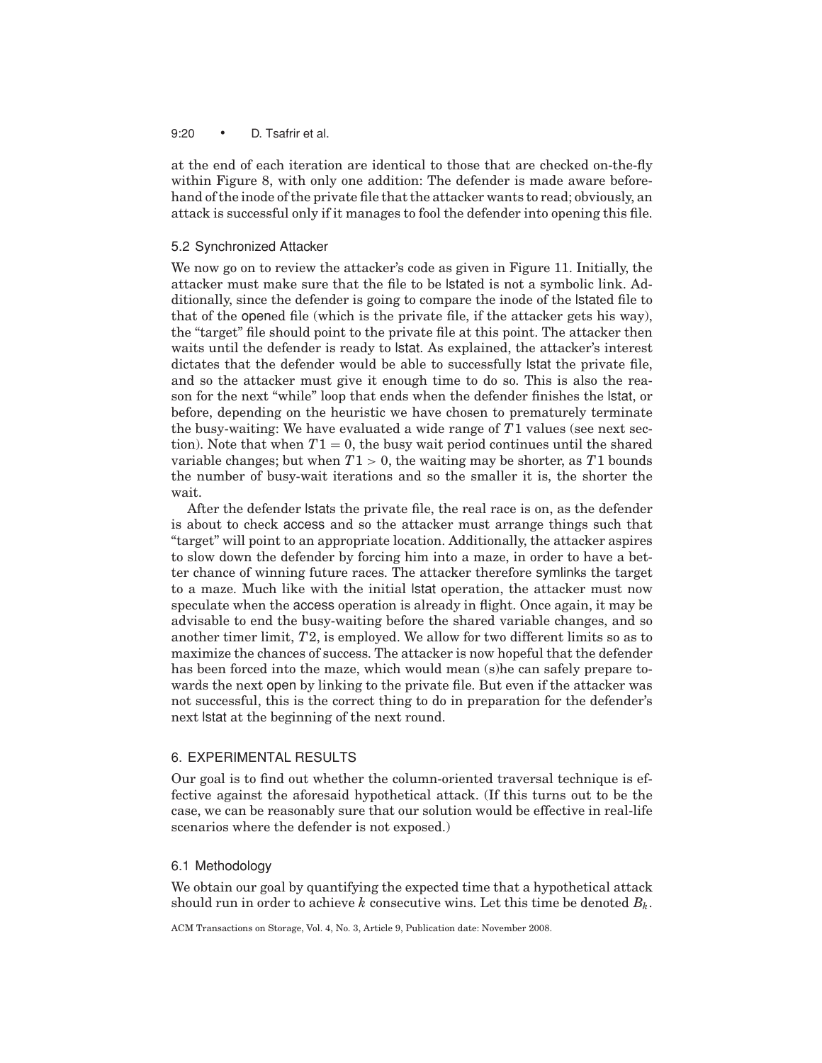at the end of each iteration are identical to those that are checked on-the-fly within Figure 8, with only one addition: The defender is made aware beforehand of the inode of the private file that the attacker wants to read; obviously, an attack is successful only if it manages to fool the defender into opening this file.

### 5.2 Synchronized Attacker

We now go on to review the attacker's code as given in Figure 11. Initially, the attacker must make sure that the file to be lstated is not a symbolic link. Additionally, since the defender is going to compare the inode of the lstated file to that of the opened file (which is the private file, if the attacker gets his way), the "target" file should point to the private file at this point. The attacker then waits until the defender is ready to lstat. As explained, the attacker's interest dictates that the defender would be able to successfully lstat the private file, and so the attacker must give it enough time to do so. This is also the reason for the next "while" loop that ends when the defender finishes the lstat, or before, depending on the heuristic we have chosen to prematurely terminate the busy-waiting: We have evaluated a wide range of $T1$ values (see next section). Note that when $T1 = 0$, the busy wait period continues until the shared variable changes; but when $T1 > 0$, the waiting may be shorter, as $T1$ bounds the number of busy-wait iterations and so the smaller it is, the shorter the wait.

After the defender lstats the private file, the real race is on, as the defender is about to check access and so the attacker must arrange things such that "target" will point to an appropriate location. Additionally, the attacker aspires to slow down the defender by forcing him into a maze, in order to have a better chance of winning future races. The attacker therefore symlinks the target to a maze. Much like with the initial lstat operation, the attacker must now speculate when the access operation is already in flight. Once again, it may be advisable to end the busy-waiting before the shared variable changes, and so another timer limit, $T2$, is employed. We allow for two different limits so as to maximize the chances of success. The attacker is now hopeful that the defender has been forced into the maze, which would mean (s)he can safely prepare towards the next open by linking to the private file. But even if the attacker was not successful, this is the correct thing to do in preparation for the defender's next lstat at the beginning of the next round.

## 6. EXPERIMENTAL RESULTS

Our goal is to find out whether the column-oriented traversal technique is effective against the aforesaid hypothetical attack. (If this turns out to be the case, we can be reasonably sure that our solution would be effective in real-life scenarios where the defender is not exposed.)

### 6.1 Methodology

We obtain our goal by quantifying the expected time that a hypothetical attack should run in order to achieve $k$ consecutive wins. Let this time be denoted $B_k$.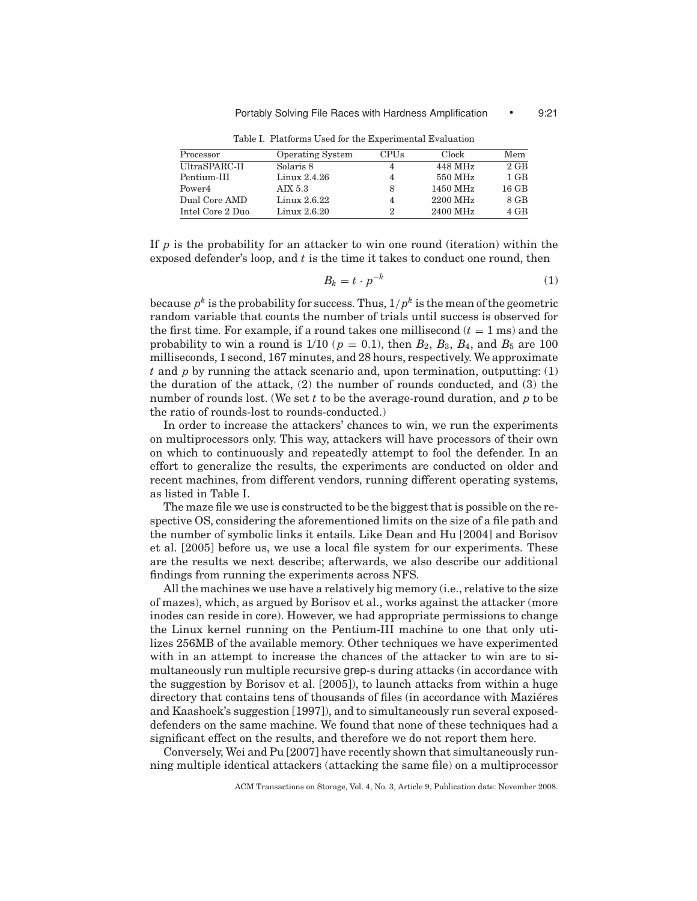Table I. Platforms Used for the Experimental Evaluation

| Processor | Operating System | CPUs | Clock | Mem |
|---|---|---|---|---|
| UltraSPARC-II | Solaris 8 | 4 | 448 MHz | 2 GB |
| Pentium-III | Linux 2.4.26 | 4 | 550 MHz | 1 GB |
| Power4 | AIX 5.3 | 8 | 1450 MHz | 16 GB |
| Dual Core AMD | Linux 2.6.22 | 4 | 2200 MHz | 8 GB |
| Intel Core 2 Duo | Linux 2.6.20 | 2 | 2400 MHz | 4 GB |

If $p$ is the probability for an attacker to win one round (iteration) within the exposed defender's loop, and $t$ is the time it takes to conduct one round, then

$$B_k = t \cdot p^{-k} \tag{1}$$

because $p^k$ is the probability for success. Thus, $1/p^k$ is the mean of the geometric random variable that counts the number of trials until success is observed for the first time. For example, if a round takes one millisecond ($t = 1$ ms) and the probability to win a round is 1/10 ($p = 0.1$), then $B_2$, $B_3$, $B_4$, and $B_5$ are 100 milliseconds, 1 second, 167 minutes, and 28 hours, respectively. We approximate $t$ and $p$ by running the attack scenario and, upon termination, outputting: (1) the duration of the attack, (2) the number of rounds conducted, and (3) the number of rounds lost. (We set $t$ to be the average-round duration, and $p$ to be the ratio of rounds-lost to rounds-conducted.)

In order to increase the attackers' chances to win, we run the experiments on multiprocessors only. This way, attackers will have processors of their own on which to continuously and repeatedly attempt to fool the defender. In an effort to generalize the results, the experiments are conducted on older and recent machines, from different vendors, running different operating systems, as listed in Table I.

The maze file we use is constructed to be the biggest that is possible on the respective OS, considering the aforementioned limits on the size of a file path and the number of symbolic links it entails. Like Dean and Hu [2004] and Borisov et al. [2005] before us, we use a local file system for our experiments. These are the results we next describe; afterwards, we also describe our additional findings from running the experiments across NFS.

All the machines we use have a relatively big memory (i.e., relative to the size of mazes), which, as argued by Borisov et al., works against the attacker (more inodes can reside in core). However, we had appropriate permissions to change the Linux kernel running on the Pentium-III machine to one that only utilizes 256MB of the available memory. Other techniques we have experimented with in an attempt to increase the chances of the attacker to win are to simultaneously run multiple recursive grep-s during attacks (in accordance with the suggestion by Borisov et al. [2005]), to launch attacks from within a huge directory that contains tens of thousands of files (in accordance with Maziéres and Kaashoek's suggestion [1997]), and to simultaneously run several exposed-defenders on the same machine. We found that none of these techniques had a significant effect on the results, and therefore we do not report them here.

Conversely, Wei and Pu [2007] have recently shown that simultaneously running multiple identical attackers (attacking the same file) on a multiprocessor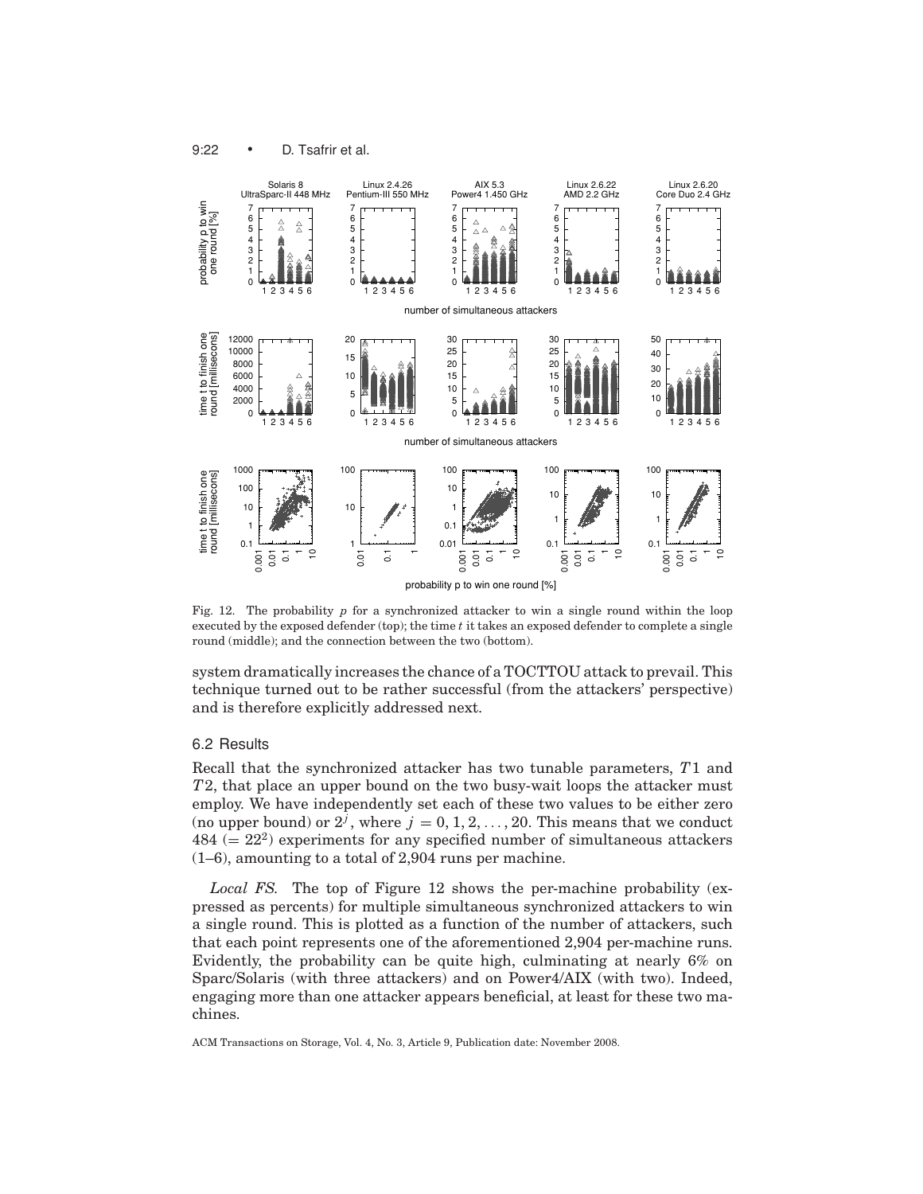Fig. 12. The probability $p$ for a synchronized attacker to win a single round within the loop executed by the exposed defender (top); the time $t$ it takes an exposed defender to complete a single round (middle); and the connection between the two (bottom).

system dramatically increases the chance of a TOCTTOU attack to prevail. This technique turned out to be rather successful (from the attackers' perspective) and is therefore explicitly addressed next.

### 6.2 Results

Recall that the synchronized attacker has two tunable parameters, $T1$ and $T2$, that place an upper bound on the two busy-wait loops the attacker must employ. We have independently set each of these two values to be either zero (no upper bound) or $2^j$, where $j = 0, 1, 2, \ldots, 20$. This means that we conduct $484$ ($= 22^2$) experiments for any specified number of simultaneous attackers (1–6), amounting to a total of 2,904 runs per machine.

*Local FS.* The top of Figure 12 shows the per-machine probability (expressed as percents) for multiple simultaneous synchronized attackers to win a single round. This is plotted as a function of the number of attackers, such that each point represents one of the aforementioned 2,904 per-machine runs. Evidently, the probability can be quite high, culminating at nearly 6% on Sparc/Solaris (with three attackers) and on Power4/AIX (with two). Indeed, engaging more than one attacker appears beneficial, at least for these two machines.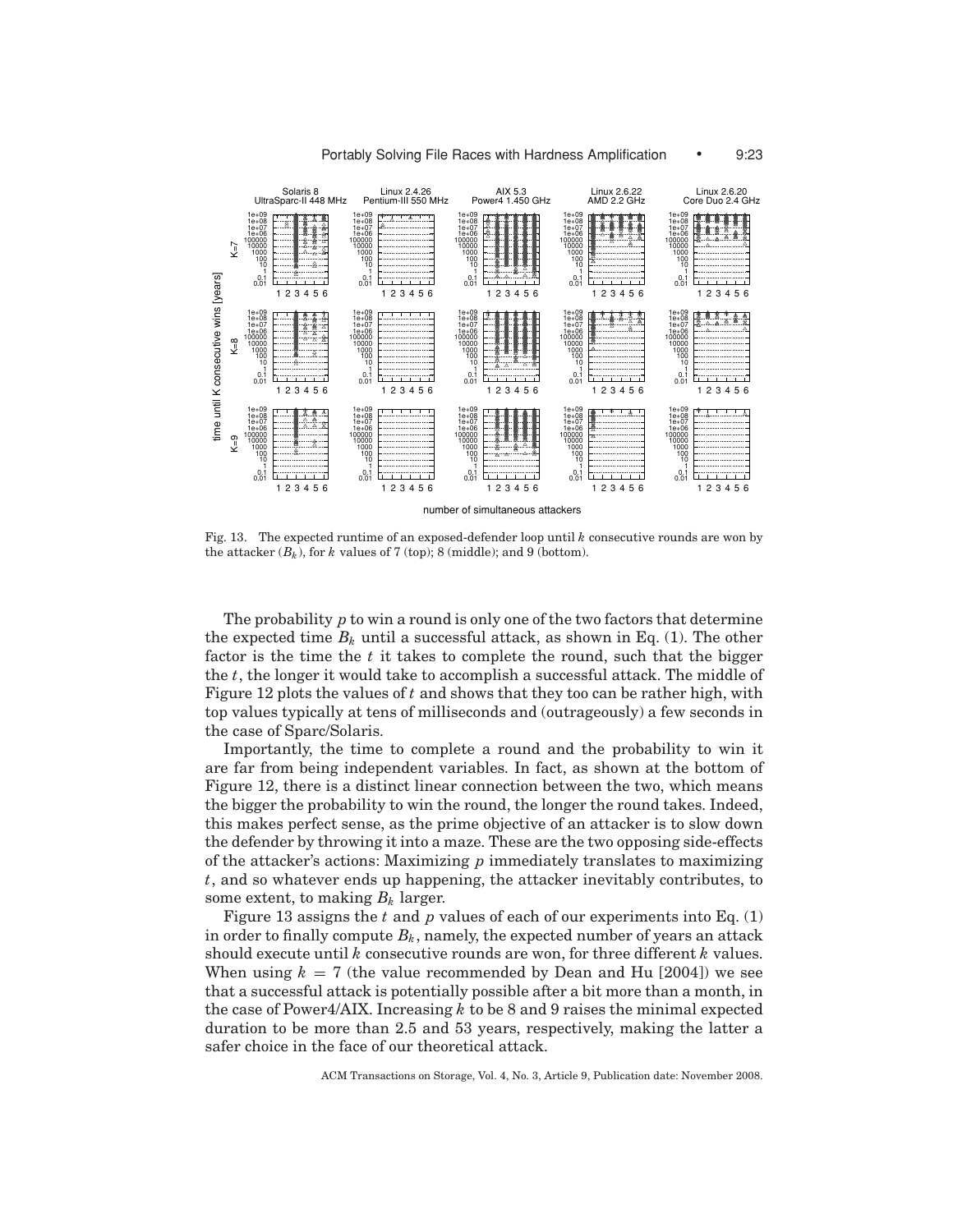Fig. 13. The expected runtime of an exposed-defender loop until $k$ consecutive rounds are won by the attacker ($B_k$), for $k$ values of 7 (top); 8 (middle); and 9 (bottom).

The probability $p$ to win a round is only one of the two factors that determine the expected time $B_k$ until a successful attack, as shown in Eq. (1). The other factor is the time the $t$ it takes to complete the round, such that the bigger the $t$, the longer it would take to accomplish a successful attack. The middle of Figure 12 plots the values of $t$ and shows that they too can be rather high, with top values typically at tens of milliseconds and (outrageously) a few seconds in the case of Sparc/Solaris.

Importantly, the time to complete a round and the probability to win it are far from being independent variables. In fact, as shown at the bottom of Figure 12, there is a distinct linear connection between the two, which means the bigger the probability to win the round, the longer the round takes. Indeed, this makes perfect sense, as the prime objective of an attacker is to slow down the defender by throwing it into a maze. These are the two opposing side-effects of the attacker's actions: Maximizing $p$ immediately translates to maximizing $t$, and so whatever ends up happening, the attacker inevitably contributes, to some extent, to making $B_k$ larger.

Figure 13 assigns the $t$ and $p$ values of each of our experiments into Eq. (1) in order to finally compute $B_k$, namely, the expected number of years an attack should execute until $k$ consecutive rounds are won, for three different $k$ values. When using $k = 7$ (the value recommended by Dean and Hu [2004]) we see that a successful attack is potentially possible after a bit more than a month, in the case of Power4/AIX. Increasing $k$ to be 8 and 9 raises the minimal expected duration to be more than 2.5 and 53 years, respectively, making the latter a safer choice in the face of our theoretical attack.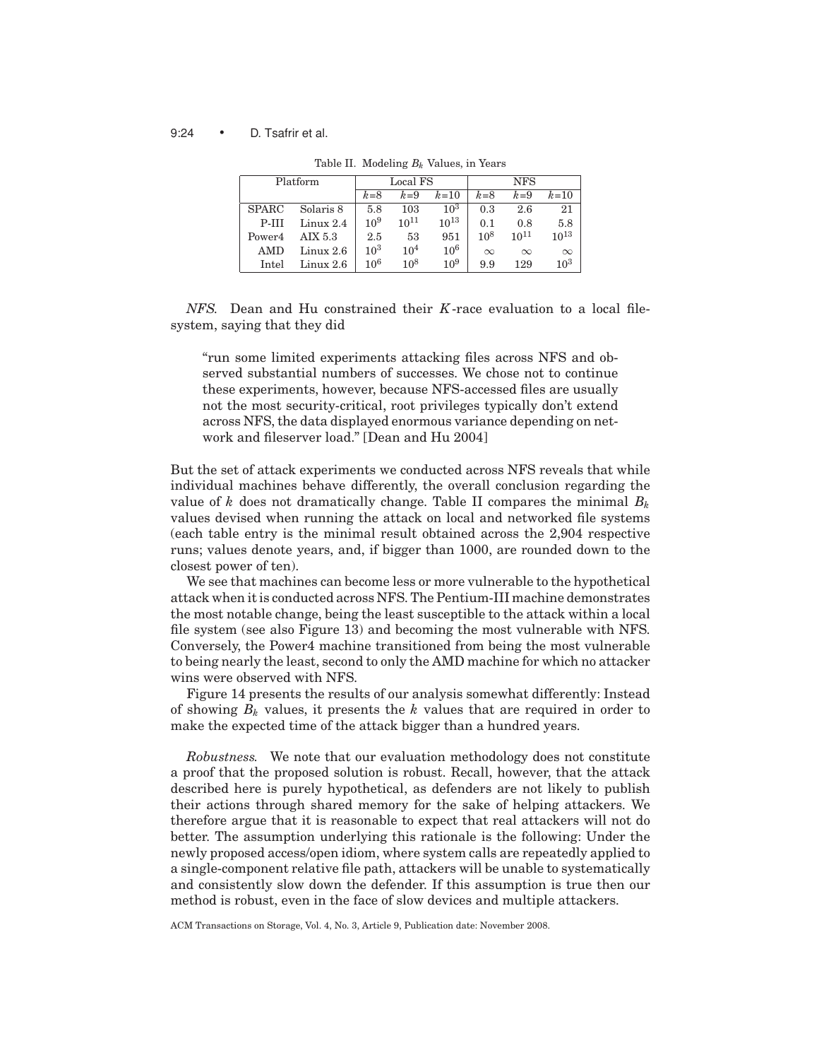Table II. Modeling $B_k$ Values, in Years

| Platform | | Local FS | | | NFS | | |
|---|---|---|---|---|---|---|---|
| | | $k$=8 | $k$=9 | $k$=10 | $k$=8 | $k$=9 | $k$=10 |
| SPARC | Solaris 8 | 5.8 | 103 | $10^3$ | 0.3 | 2.6 | 21 |
| P-III | Linux 2.4 | $10^9$ | $10^{11}$ | $10^{13}$ | 0.1 | 0.8 | 5.8 |
| Power4 | AIX 5.3 | 2.5 | 53 | 951 | $10^8$ | $10^{11}$ | $10^{13}$ |
| AMD | Linux 2.6 | $10^3$ | $10^4$ | $10^6$ | $\infty$ | $\infty$ | $\infty$ |
| Intel | Linux 2.6 | $10^6$ | $10^8$ | $10^9$ | 9.9 | 129 | $10^3$ |

*NFS.* Dean and Hu constrained their $K$-race evaluation to a local file-system, saying that they did

> "run some limited experiments attacking files across NFS and observed substantial numbers of successes. We chose not to continue these experiments, however, because NFS-accessed files are usually not the most security-critical, root privileges typically don't extend across NFS, the data displayed enormous variance depending on network and fileserver load." [Dean and Hu 2004]

But the set of attack experiments we conducted across NFS reveals that while individual machines behave differently, the overall conclusion regarding the value of $k$ does not dramatically change. Table II compares the minimal $B_k$ values devised when running the attack on local and networked file systems (each table entry is the minimal result obtained across the 2,904 respective runs; values denote years, and, if bigger than 1000, are rounded down to the closest power of ten).

We see that machines can become less or more vulnerable to the hypothetical attack when it is conducted across NFS. The Pentium-III machine demonstrates the most notable change, being the least susceptible to the attack within a local file system (see also Figure 13) and becoming the most vulnerable with NFS. Conversely, the Power4 machine transitioned from being the most vulnerable to being nearly the least, second to only the AMD machine for which no attacker wins were observed with NFS.

Figure 14 presents the results of our analysis somewhat differently: Instead of showing $B_k$ values, it presents the $k$ values that are required in order to make the expected time of the attack bigger than a hundred years.

*Robustness.* We note that our evaluation methodology does not constitute a proof that the proposed solution is robust. Recall, however, that the attack described here is purely hypothetical, as defenders are not likely to publish their actions through shared memory for the sake of helping attackers. We therefore argue that it is reasonable to expect that real attackers will not do better. The assumption underlying this rationale is the following: Under the newly proposed access/open idiom, where system calls are repeatedly applied to a single-component relative file path, attackers will be unable to systematically and consistently slow down the defender. If this assumption is true then our method is robust, even in the face of slow devices and multiple attackers.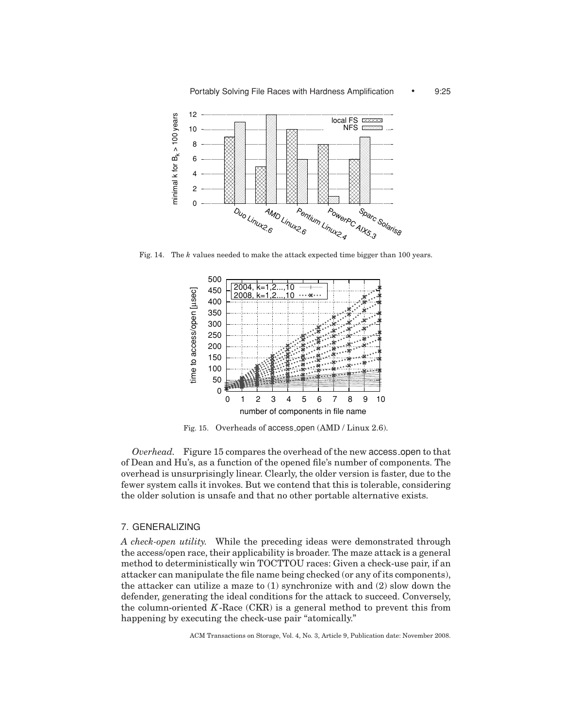Fig. 14. The $k$ values needed to make the attack expected time bigger than 100 years.

Fig. 15. Overheads of access_open (AMD / Linux 2.6).

*Overhead.* Figure 15 compares the overhead of the new access_open to that of Dean and Hu's, as a function of the opened file's number of components. The overhead is unsurprisingly linear. Clearly, the older version is faster, due to the fewer system calls it invokes. But we contend that this is tolerable, considering the older solution is unsafe and that no other portable alternative exists.

## 7. GENERALIZING

*A check-open utility.* While the preceding ideas were demonstrated through the access/open race, their applicability is broader. The maze attack is a general method to deterministically win TOCTTOU races: Given a check-use pair, if an attacker can manipulate the file name being checked (or any of its components), the attacker can utilize a maze to (1) synchronize with and (2) slow down the defender, generating the ideal conditions for the attack to succeed. Conversely, the column-oriented $K$-Race (CKR) is a general method to prevent this from happening by executing the check-use pair "atomically."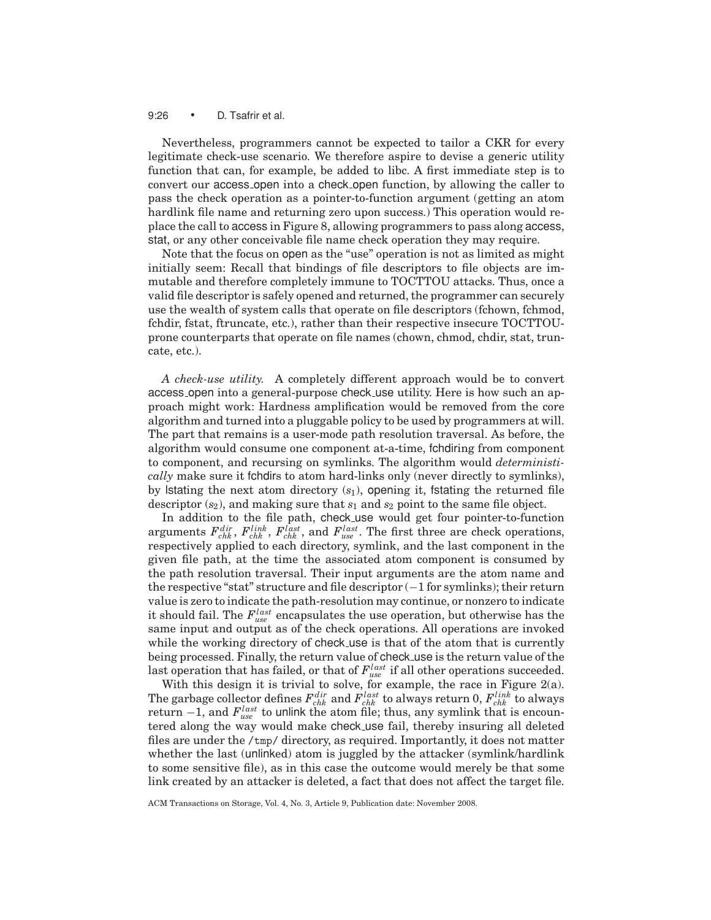Nevertheless, programmers cannot be expected to tailor a CKR for every legitimate check-use scenario. We therefore aspire to devise a generic utility function that can, for example, be added to libc. A first immediate step is to convert our access_open into a check_open function, by allowing the caller to pass the check operation as a pointer-to-function argument (getting an atom hardlink file name and returning zero upon success.) This operation would replace the call to access in Figure 8, allowing programmers to pass along access, stat, or any other conceivable file name check operation they may require.

Note that the focus on open as the "use" operation is not as limited as might initially seem: Recall that bindings of file descriptors to file objects are immutable and therefore completely immune to TOCTTOU attacks. Thus, once a valid file descriptor is safely opened and returned, the programmer can securely use the wealth of system calls that operate on file descriptors (fchown, fchmod, fchdir, fstat, ftruncate, etc.), rather than their respective insecure TOCTTOU-prone counterparts that operate on file names (chown, chmod, chdir, stat, truncate, etc.).

*A check-use utility.* A completely different approach would be to convert access_open into a general-purpose check_use utility. Here is how such an approach might work: Hardness amplification would be removed from the core algorithm and turned into a pluggable policy to be used by programmers at will. The part that remains is a user-mode path resolution traversal. As before, the algorithm would consume one component at-a-time, fchdiring from component to component, and recursing on symlinks. The algorithm would *deterministically* make sure it fchdirs to atom hard-links only (never directly to symlinks), by lstating the next atom directory ($s_1$), opening it, fstating the returned file descriptor ($s_2$), and making sure that $s_1$ and $s_2$ point to the same file object.

In addition to the file path, check_use would get four pointer-to-function arguments $F_{chk}^{dir}$, $F_{chk}^{link}$, $F_{chk}^{last}$, and $F_{use}^{last}$. The first three are check operations, respectively applied to each directory, symlink, and the last component in the given file path, at the time the associated atom component is consumed by the path resolution traversal. Their input arguments are the atom name and the respective "stat" structure and file descriptor ($-1$ for symlinks); their return value is zero to indicate the path-resolution may continue, or nonzero to indicate it should fail. The $F_{use}^{last}$ encapsulates the use operation, but otherwise has the same input and output as of the check operations. All operations are invoked while the working directory of check_use is that of the atom that is currently being processed. Finally, the return value of check_use is the return value of the last operation that has failed, or that of $F_{use}^{last}$ if all other operations succeeded.

With this design it is trivial to solve, for example, the race in Figure 2(a). The garbage collector defines $F_{chk}^{dir}$ and $F_{chk}^{last}$ to always return 0, $F_{chk}^{link}$ to always return $-1$, and $F_{use}^{last}$ to unlink the atom file; thus, any symlink that is encountered along the way would make check_use fail, thereby insuring all deleted files are under the `/tmp/` directory, as required. Importantly, it does not matter whether the last (unlinked) atom is juggled by the attacker (symlink/hardlink to some sensitive file), as in this case the outcome would merely be that some link created by an attacker is deleted, a fact that does not affect the target file.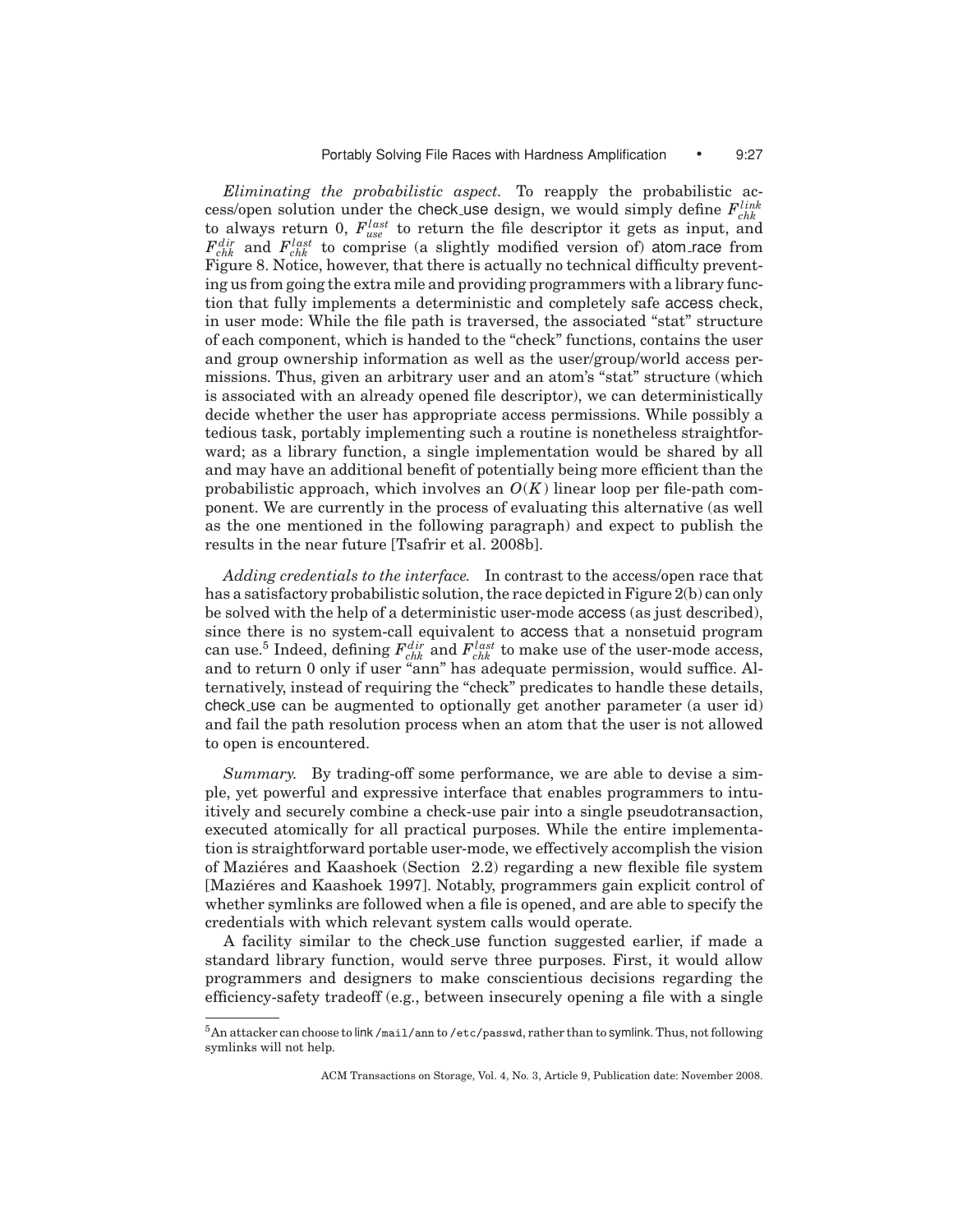*Eliminating the probabilistic aspect.* To reapply the probabilistic access/open solution under the check_use design, we would simply define $F_{chk}^{link}$ to always return 0, $F_{use}^{last}$ to return the file descriptor it gets as input, and $F_{chk}^{dir}$ and $F_{chk}^{last}$ to comprise (a slightly modified version of) atom_race from Figure 8. Notice, however, that there is actually no technical difficulty preventing us from going the extra mile and providing programmers with a library function that fully implements a deterministic and completely safe access check, in user mode: While the file path is traversed, the associated "stat" structure of each component, which is handed to the "check" functions, contains the user and group ownership information as well as the user/group/world access permissions. Thus, given an arbitrary user and an atom's "stat" structure (which is associated with an already opened file descriptor), we can deterministically decide whether the user has appropriate access permissions. While possibly a tedious task, portably implementing such a routine is nonetheless straightforward; as a library function, a single implementation would be shared by all and may have an additional benefit of potentially being more efficient than the probabilistic approach, which involves an $O(K)$ linear loop per file-path component. We are currently in the process of evaluating this alternative (as well as the one mentioned in the following paragraph) and expect to publish the results in the near future [Tsafrir et al. 2008b].

*Adding credentials to the interface.* In contrast to the access/open race that has a satisfactory probabilistic solution, the race depicted in Figure 2(b) can only be solved with the help of a deterministic user-mode access (as just described), since there is no system-call equivalent to access that a nonsetuid program can use.[5] Indeed, defining $F_{chk}^{dir}$ and $F_{chk}^{last}$ to make use of the user-mode access, and to return 0 only if user "ann" has adequate permission, would suffice. Alternatively, instead of requiring the "check" predicates to handle these details, check_use can be augmented to optionally get another parameter (a user id) and fail the path resolution process when an atom that the user is not allowed to open is encountered.

*Summary.* By trading-off some performance, we are able to devise a simple, yet powerful and expressive interface that enables programmers to intuitively and securely combine a check-use pair into a single pseudotransaction, executed atomically for all practical purposes. While the entire implementation is straightforward portable user-mode, we effectively accomplish the vision of Maziéres and Kaashoek (Section 2.2) regarding a new flexible file system [Maziéres and Kaashoek 1997]. Notably, programmers gain explicit control of whether symlinks are followed when a file is opened, and are able to specify the credentials with which relevant system calls would operate.

A facility similar to the check_use function suggested earlier, if made a standard library function, would serve three purposes. First, it would allow programmers and designers to make conscientious decisions regarding the efficiency-safety tradeoff (e.g., between insecurely opening a file with a single

[5] An attacker can choose to link `/mail/ann` to `/etc/passwd`, rather than to symlink. Thus, not following symlinks will not help.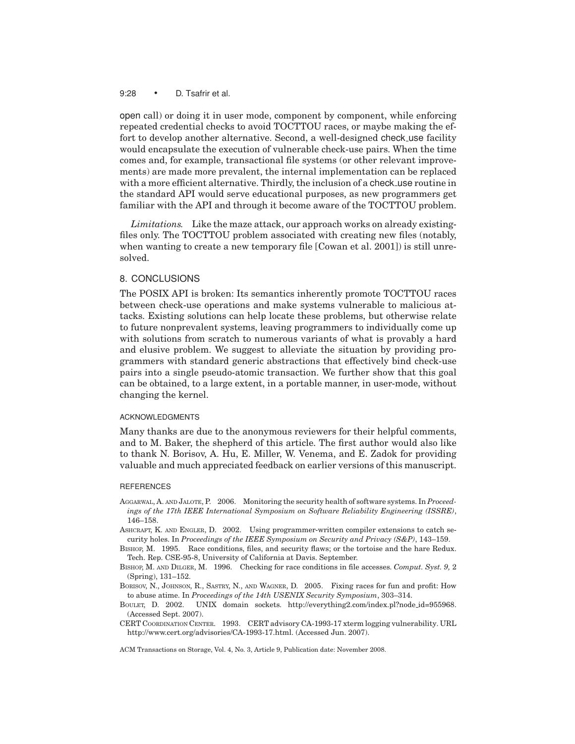open call) or doing it in user mode, component by component, while enforcing repeated credential checks to avoid TOCTTOU races, or maybe making the effort to develop another alternative. Second, a well-designed check_use facility would encapsulate the execution of vulnerable check-use pairs. When the time comes and, for example, transactional file systems (or other relevant improvements) are made more prevalent, the internal implementation can be replaced with a more efficient alternative. Thirdly, the inclusion of a check_use routine in the standard API would serve educational purposes, as new programmers get familiar with the API and through it become aware of the TOCTTOU problem.

*Limitations.* Like the maze attack, our approach works on already existing-files only. The TOCTTOU problem associated with creating new files (notably, when wanting to create a new temporary file [Cowan et al. 2001]) is still unresolved.

## 8. CONCLUSIONS

The POSIX API is broken: Its semantics inherently promote TOCTTOU races between check-use operations and make systems vulnerable to malicious attacks. Existing solutions can help locate these problems, but otherwise relate to future nonprevalent systems, leaving programmers to individually come up with solutions from scratch to numerous variants of what is provably a hard and elusive problem. We suggest to alleviate the situation by providing programmers with standard generic abstractions that effectively bind check-use pairs into a single pseudo-atomic transaction. We further show that this goal can be obtained, to a large extent, in a portable manner, in user-mode, without changing the kernel.

### ACKNOWLEDGMENTS

Many thanks are due to the anonymous reviewers for their helpful comments, and to M. Baker, the shepherd of this article. The first author would also like to thank N. Borisov, A. Hu, E. Miller, W. Venema, and E. Zadok for providing valuable and much appreciated feedback on earlier versions of this manuscript.

### REFERENCES

AGGARWAL, A. AND JALOTE, P. 2006. Monitoring the security health of software systems. In *Proceedings of the 17th IEEE International Symposium on Software Reliability Engineering (ISSRE)*, 146–158.

ASHCRAFT, K. AND ENGLER, D. 2002. Using programmer-written compiler extensions to catch security holes. In *Proceedings of the IEEE Symposium on Security and Privacy (S&P)*, 143–159.

BISHOP, M. 1995. Race conditions, files, and security flaws; or the tortoise and the hare Redux. Tech. Rep. CSE-95-8, University of California at Davis. September.

BISHOP, M. AND DILGER, M. 1996. Checking for race conditions in file accesses. *Comput. Syst. 9,* 2 (Spring), 131–152.

BORISOV, N., JOHNSON, R., SASTRY, N., AND WAGNER, D. 2005. Fixing races for fun and profit: How to abuse atime. In *Proceedings of the 14th USENIX Security Symposium*, 303–314.

BOULET, D. 2002. UNIX domain sockets. http://everything2.com/index.pl?node_id=955968. (Accessed Sept. 2007).

CERT COORDINATION CENTER. 1993. CERT advisory CA-1993-17 xterm logging vulnerability. URL http://www.cert.org/advisories/CA-1993-17.html. (Accessed Jun. 2007).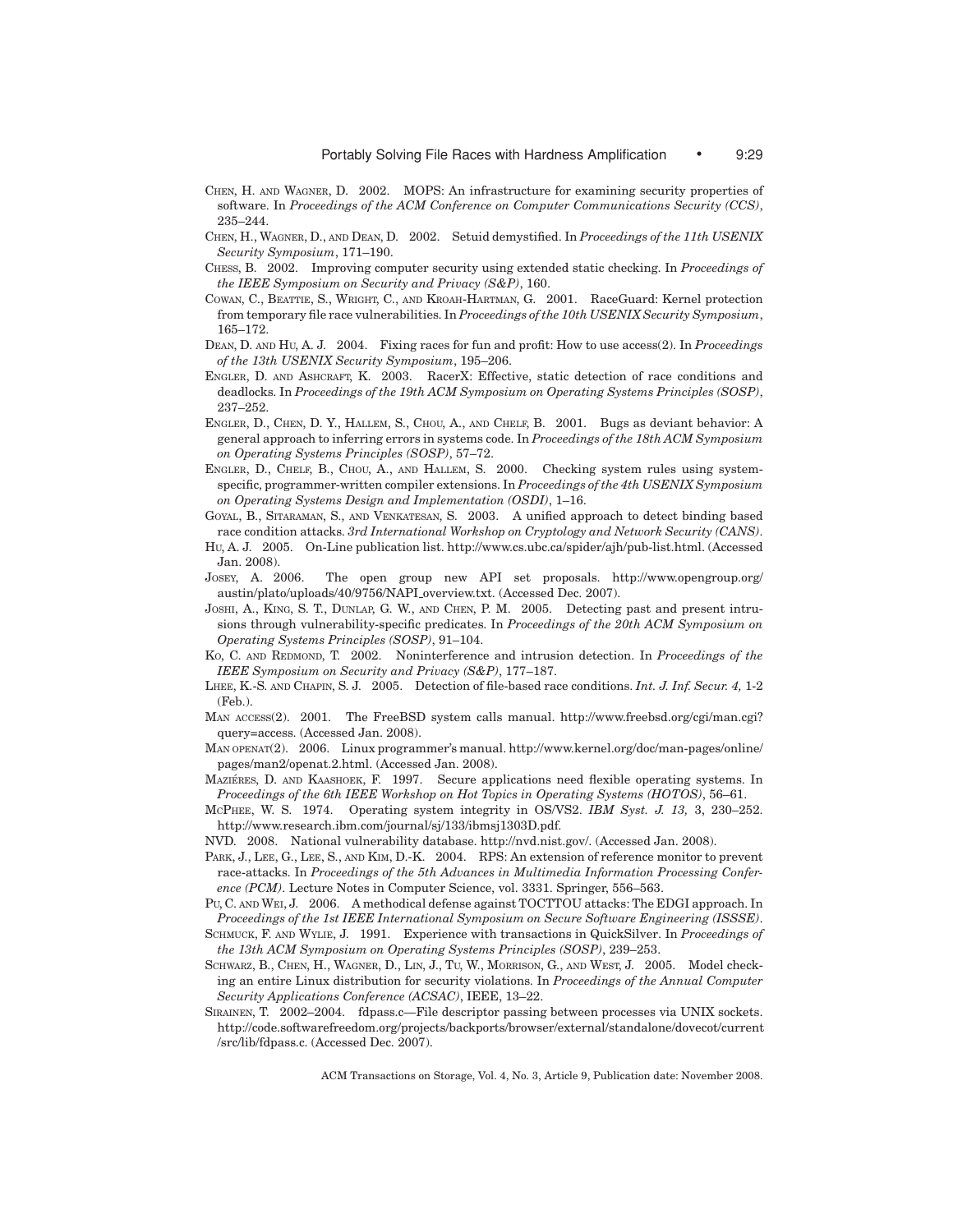Chen, H. and Wagner, D. 2002. MOPS: An infrastructure for examining security properties of software. In *Proceedings of the ACM Conference on Computer Communications Security (CCS)*, 235–244.

Chen, H., Wagner, D., and Dean, D. 2002. Setuid demystified. In *Proceedings of the 11th USENIX Security Symposium*, 171–190.

Chess, B. 2002. Improving computer security using extended static checking. In *Proceedings of the IEEE Symposium on Security and Privacy (S&P)*, 160.

Cowan, C., Beattie, S., Wright, C., and Kroah-Hartman, G. 2001. RaceGuard: Kernel protection from temporary file race vulnerabilities. In *Proceedings of the 10th USENIX Security Symposium*, 165–172.

Dean, D. and Hu, A. J. 2004. Fixing races for fun and profit: How to use access(2). In *Proceedings of the 13th USENIX Security Symposium*, 195–206.

Engler, D. and Ashcraft, K. 2003. RacerX: Effective, static detection of race conditions and deadlocks. In *Proceedings of the 19th ACM Symposium on Operating Systems Principles (SOSP)*, 237–252.

Engler, D., Chen, D. Y., Hallem, S., Chou, A., and Chelf, B. 2001. Bugs as deviant behavior: A general approach to inferring errors in systems code. In *Proceedings of the 18th ACM Symposium on Operating Systems Principles (SOSP)*, 57–72.

Engler, D., Chelf, B., Chou, A., and Hallem, S. 2000. Checking system rules using system-specific, programmer-written compiler extensions. In *Proceedings of the 4th USENIX Symposium on Operating Systems Design and Implementation (OSDI)*, 1–16.

Goyal, B., Sitaraman, S., and Venkatesan, S. 2003. A unified approach to detect binding based race condition attacks. *3rd International Workshop on Cryptology and Network Security (CANS)*.

Hu, A. J. 2005. On-Line publication list. http://www.cs.ubc.ca/spider/ajh/pub-list.html. (Accessed Jan. 2008).

Josey, A. 2006. The open group new API set proposals. http://www.opengroup.org/austin/plato/uploads/40/9756/NAPI_overview.txt. (Accessed Dec. 2007).

Joshi, A., King, S. T., Dunlap, G. W., and Chen, P. M. 2005. Detecting past and present intrusions through vulnerability-specific predicates. In *Proceedings of the 20th ACM Symposium on Operating Systems Principles (SOSP)*, 91–104.

Ko, C. and Redmond, T. 2002. Noninterference and intrusion detection. In *Proceedings of the IEEE Symposium on Security and Privacy (S&P)*, 177–187.

Lhee, K.-S. and Chapin, S. J. 2005. Detection of file-based race conditions. *Int. J. Inf. Secur. 4,* 1-2 (Feb.).

Man access(2). 2001. The FreeBSD system calls manual. http://www.freebsd.org/cgi/man.cgi?query=access. (Accessed Jan. 2008).

Man openat(2). 2006. Linux programmer's manual. http://www.kernel.org/doc/man-pages/online/pages/man2/openat.2.html. (Accessed Jan. 2008).

Maziéres, D. and Kaashoek, F. 1997. Secure applications need flexible operating systems. In *Proceedings of the 6th IEEE Workshop on Hot Topics in Operating Systems (HOTOS)*, 56–61.

McPhee, W. S. 1974. Operating system integrity in OS/VS2. *IBM Syst. J. 13,* 3, 230–252. http://www.research.ibm.com/journal/sj/133/ibmsj1303D.pdf.

NVD. 2008. National vulnerability database. http://nvd.nist.gov/. (Accessed Jan. 2008).

Park, J., Lee, G., Lee, S., and Kim, D.-K. 2004. RPS: An extension of reference monitor to prevent race-attacks. In *Proceedings of the 5th Advances in Multimedia Information Processing Conference (PCM)*. Lecture Notes in Computer Science, vol. 3331. Springer, 556–563.

Pu, C. and Wei, J. 2006. A methodical defense against TOCTTOU attacks: The EDGI approach. In *Proceedings of the 1st IEEE International Symposium on Secure Software Engineering (ISSSE)*.

Schmuck, F. and Wylie, J. 1991. Experience with transactions in QuickSilver. In *Proceedings of the 13th ACM Symposium on Operating Systems Principles (SOSP)*, 239–253.

Schwarz, B., Chen, H., Wagner, D., Lin, J., Tu, W., Morrison, G., and West, J. 2005. Model checking an entire Linux distribution for security violations. In *Proceedings of the Annual Computer Security Applications Conference (ACSAC)*, IEEE, 13–22.

Sirainen, T. 2002–2004. fdpass.c—File descriptor passing between processes via UNIX sockets. http://code.softwarefreedom.org/projects/backports/browser/external/standalone/dovecot/current/src/lib/fdpass.c. (Accessed Dec. 2007).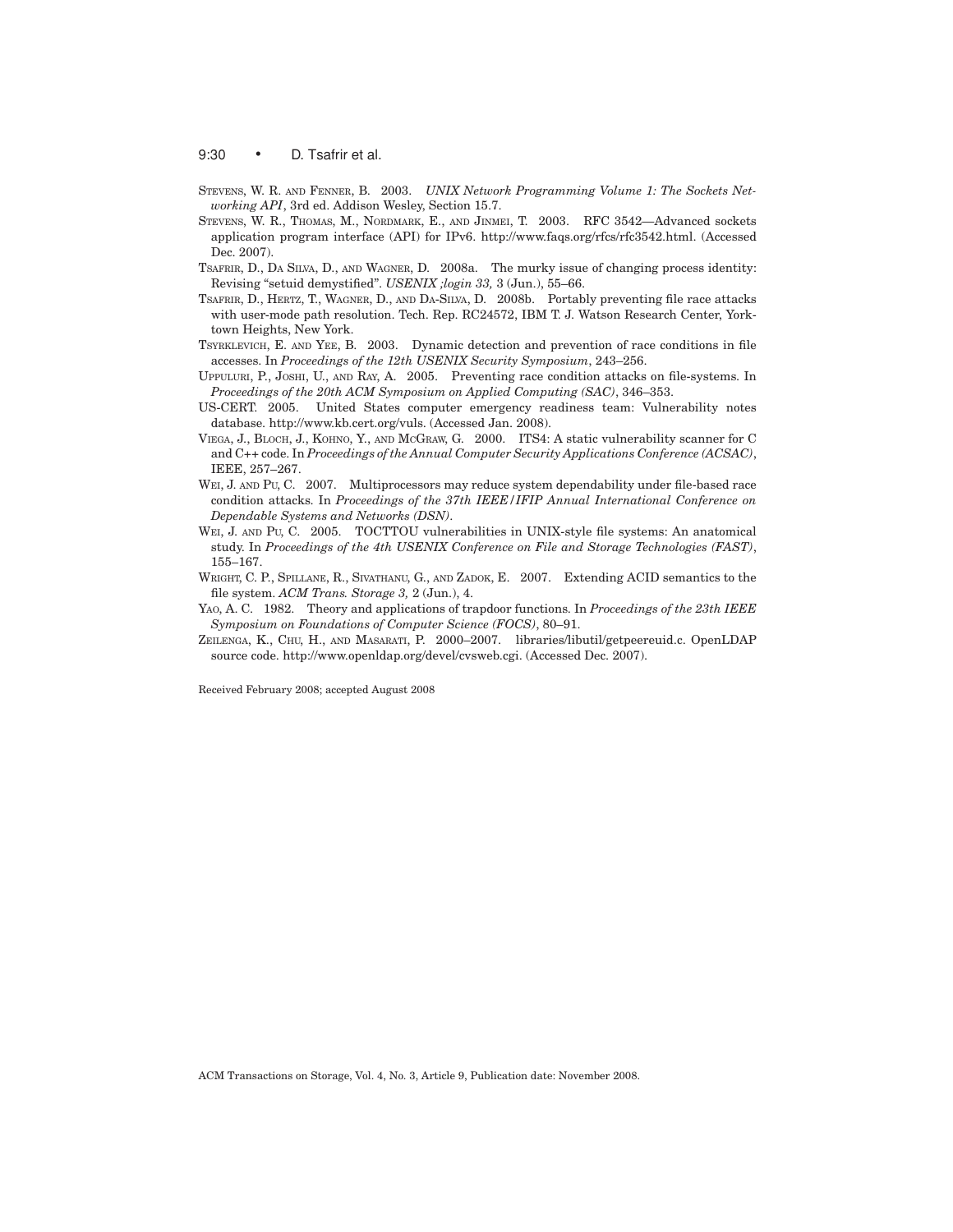STEVENS, W. R. AND FENNER, B. 2003. *UNIX Network Programming Volume 1: The Sockets Networking API*, 3rd ed. Addison Wesley, Section 15.7.

STEVENS, W. R., THOMAS, M., NORDMARK, E., AND JINMEI, T. 2003. RFC 3542—Advanced sockets application program interface (API) for IPv6. http://www.faqs.org/rfcs/rfc3542.html. (Accessed Dec. 2007).

TSAFRIR, D., DA SILVA, D., AND WAGNER, D. 2008a. The murky issue of changing process identity: Revising "setuid demystified". *USENIX ;login 33,* 3 (Jun.), 55–66.

TSAFRIR, D., HERTZ, T., WAGNER, D., AND DA-SILVA, D. 2008b. Portably preventing file race attacks with user-mode path resolution. Tech. Rep. RC24572, IBM T. J. Watson Research Center, Yorktown Heights, New York.

TSYRKLEVICH, E. AND YEE, B. 2003. Dynamic detection and prevention of race conditions in file accesses. In *Proceedings of the 12th USENIX Security Symposium*, 243–256.

UPPULURI, P., JOSHI, U., AND RAY, A. 2005. Preventing race condition attacks on file-systems. In *Proceedings of the 20th ACM Symposium on Applied Computing (SAC)*, 346–353.

US-CERT. 2005. United States computer emergency readiness team: Vulnerability notes database. http://www.kb.cert.org/vuls. (Accessed Jan. 2008).

VIEGA, J., BLOCH, J., KOHNO, Y., AND MCGRAW, G. 2000. ITS4: A static vulnerability scanner for C and C++ code. In *Proceedings of the Annual Computer Security Applications Conference (ACSAC)*, IEEE, 257–267.

WEI, J. AND PU, C. 2007. Multiprocessors may reduce system dependability under file-based race condition attacks. In *Proceedings of the 37th IEEE/IFIP Annual International Conference on Dependable Systems and Networks (DSN)*.

WEI, J. AND PU, C. 2005. TOCTTOU vulnerabilities in UNIX-style file systems: An anatomical study. In *Proceedings of the 4th USENIX Conference on File and Storage Technologies (FAST)*, 155–167.

WRIGHT, C. P., SPILLANE, R., SIVATHANU, G., AND ZADOK, E. 2007. Extending ACID semantics to the file system. *ACM Trans. Storage 3,* 2 (Jun.), 4.

YAO, A. C. 1982. Theory and applications of trapdoor functions. In *Proceedings of the 23th IEEE Symposium on Foundations of Computer Science (FOCS)*, 80–91.

ZEILENGA, K., CHU, H., AND MASARATI, P. 2000–2007. libraries/libutil/getpeereuid.c. OpenLDAP source code. http://www.openldap.org/devel/cvsweb.cgi. (Accessed Dec. 2007).

Received February 2008; accepted August 2008